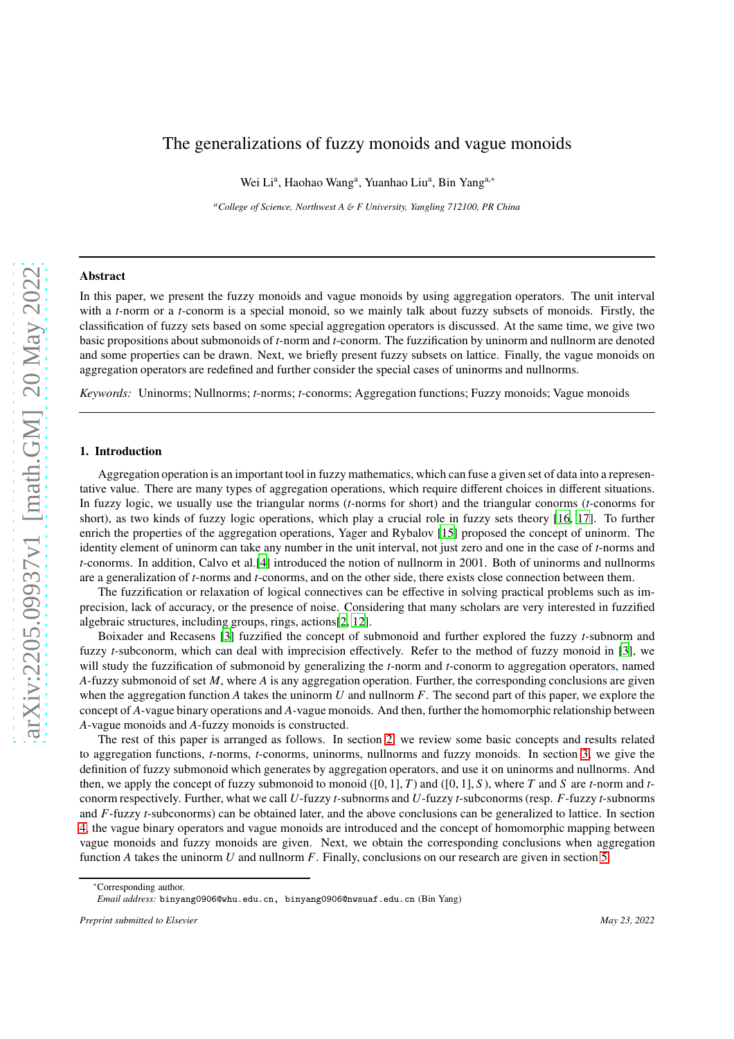# The generalizations of fuzzy monoids and vague monoids

Wei Li[a], Haohao Wang[a], Yuanhao Liu[a], Bin Yang[a,*]

[a] *College of Science, Northwest A & F University, Yangling 712100, PR China*

---

## Abstract

In this paper, we present the fuzzy monoids and vague monoids by using aggregation operators. The unit interval with a $t$-norm or a $t$-conorm is a special monoid, so we mainly talk about fuzzy subsets of monoids. Firstly, the classification of fuzzy sets based on some special aggregation operators is discussed. At the same time, we give two basic propositions about submonoids of $t$-norm and $t$-conorm. The fuzzification by uninorm and nullnorm are denoted and some properties can be drawn. Next, we briefly present fuzzy subsets on lattice. Finally, the vague monoids on aggregation operators are redefined and further consider the special cases of uninorms and nullnorms.

*Keywords:* Uninorms; Nullnorms; $t$-norms; $t$-conorms; Aggregation functions; Fuzzy monoids; Vague monoids

---

## 1. Introduction

Aggregation operation is an important tool in fuzzy mathematics, which can fuse a given set of data into a representative value. There are many types of aggregation operations, which require different choices in different situations. In fuzzy logic, we usually use the triangular norms ($t$-norms for short) and the triangular conorms ($t$-conorms for short), as two kinds of fuzzy logic operations, which play a crucial role in fuzzy sets theory [16, 17]. To further enrich the properties of the aggregation operations, Yager and Rybalov [15] proposed the concept of uninorm. The identity element of uninorm can take any number in the unit interval, not just zero and one in the case of $t$-norms and $t$-conorms. In addition, Calvo et al.[4] introduced the notion of nullnorm in 2001. Both of uninorms and nullnorms are a generalization of $t$-norms and $t$-conorms, and on the other side, there exists close connection between them.

The fuzzification or relaxation of logical connectives can be effective in solving practical problems such as imprecision, lack of accuracy, or the presence of noise. Considering that many scholars are very interested in fuzzified algebraic structures, including groups, rings, actions[2, 12].

Boixader and Recasens [3] fuzzified the concept of submonoid and further explored the fuzzy $t$-subnorm and fuzzy $t$-subconorm, which can deal with imprecision effectively. Refer to the method of fuzzy monoid in [3], we will study the fuzzification of submonoid by generalizing the $t$-norm and $t$-conorm to aggregation operators, named $A$-fuzzy submonoid of set $M$, where $A$ is any aggregation operation. Further, the corresponding conclusions are given when the aggregation function $A$ takes the uninorm $U$ and nullnorm $F$. The second part of this paper, we explore the concept of $A$-vague binary operations and $A$-vague monoids. And then, further the homomorphic relationship between $A$-vague monoids and $A$-fuzzy monoids is constructed.

The rest of this paper is arranged as follows. In section 2, we review some basic concepts and results related to aggregation functions, $t$-norms, $t$-conorms, uninorms, nullnorms and fuzzy monoids. In section 3, we give the definition of fuzzy submonoid which generates by aggregation operators, and use it on uninorms and nullnorms. And then, we apply the concept of fuzzy submonoid to monoid $([0, 1], T)$ and $([0, 1], S)$, where $T$ and $S$ are $t$-norm and $t$-conorm respectively. Further, what we call $U$-fuzzy $t$-subnorms and $U$-fuzzy $t$-subconorms (resp. $F$-fuzzy $t$-subnorms and $F$-fuzzy $t$-subconorms) can be obtained later, and the above conclusions can be generalized to lattice. In section 4, the vague binary operators and vague monoids are introduced and the concept of homomorphic mapping between vague monoids and fuzzy monoids are given. Next, we obtain the corresponding conclusions when aggregation function $A$ takes the uninorm $U$ and nullnorm $F$. Finally, conclusions on our research are given in section 5.

---

*Corresponding author.
*Email address:* binyang0906@whu.edu.cn, binyang0906@nwsuaf.edu.cn (Bin Yang)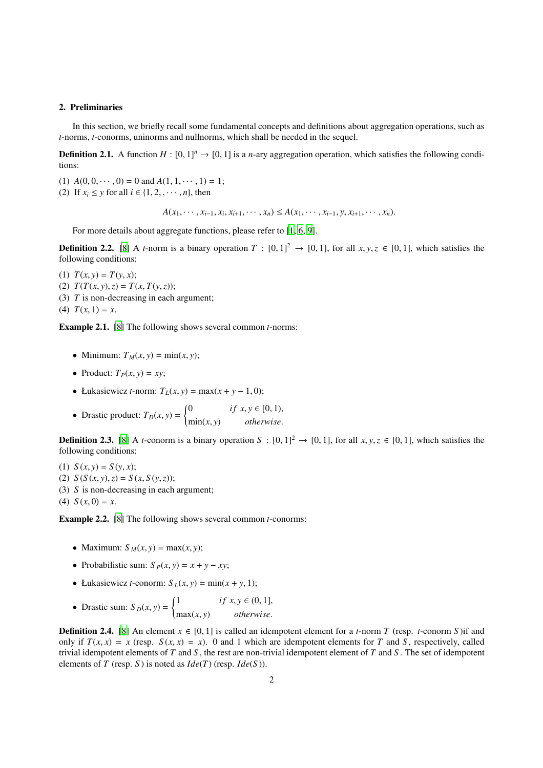## 2. Preliminaries

In this section, we briefly recall some fundamental concepts and definitions about aggregation operations, such as $t$-norms, $t$-conorms, uninorms and nullnorms, which shall be needed in the sequel.

**Definition 2.1.** A function $H : [0,1]^n \to [0,1]$ is a $n$-ary aggregation operation, which satisfies the following conditions:

(1) $A(0, 0, \cdots, 0) = 0$ and $A(1, 1, \cdots, 1) = 1$;
(2) If $x_i \leq y$ for all $i \in \{1, 2, , \cdots, n\}$, then

$$A(x_1, \cdots, x_{i-1}, x_i, x_{i+1}, \cdots, x_n) \leq A(x_1, \cdots, x_{i-1}, y, x_{i+1}, \cdots, x_n).$$

For more details about aggregate functions, please refer to [1, 6, 9].

**Definition 2.2.** [8] A $t$-norm is a binary operation $T : [0,1]^2 \to [0,1]$, for all $x, y, z \in [0,1]$, which satisfies the following conditions:

(1) $T(x, y) = T(y, x)$;
(2) $T(T(x, y), z) = T(x, T(y, z))$;
(3) $T$ is non-decreasing in each argument;
(4) $T(x, 1) = x$.

**Example 2.1.** [8] The following shows several common $t$-norms:

- Minimum: $T_M(x, y) = \min(x, y)$;
- Product: $T_P(x, y) = xy$;
- Łukasiewicz $t$-norm: $T_L(x, y) = \max(x + y - 1, 0)$;
- Drastic product: $T_D(x, y) = \begin{cases} 0 & if \ x, y \in [0, 1), \\ \min(x, y) & otherwise. \end{cases}$

**Definition 2.3.** [8] A $t$-conorm is a binary operation $S : [0,1]^2 \to [0,1]$, for all $x, y, z \in [0,1]$, which satisfies the following conditions:

(1) $S(x, y) = S(y, x)$;
(2) $S(S(x, y), z) = S(x, S(y, z))$;
(3) $S$ is non-decreasing in each argument;
(4) $S(x, 0) = x$.

**Example 2.2.** [8] The following shows several common $t$-conorms:

- Maximum: $S_M(x, y) = \max(x, y)$;
- Probabilistic sum: $S_P(x, y) = x + y - xy$;
- Łukasiewicz $t$-conorm: $S_L(x, y) = \min(x + y, 1)$;
- Drastic sum: $S_D(x, y) = \begin{cases} 1 & if \ x, y \in (0, 1], \\ \max(x, y) & otherwise. \end{cases}$

**Definition 2.4.** [8] An element $x \in [0,1]$ is called an idempotent element for a $t$-norm $T$ (resp. $t$-conorm $S$)if and only if $T(x, x) = x$ (resp. $S(x, x) = x$). 0 and 1 which are idempotent elements for $T$ and $S$, respectively, called trivial idempotent elements of $T$ and $S$, the rest are non-trivial idempotent element of $T$ and $S$. The set of idempotent elements of $T$ (resp. $S$) is noted as $Ide(T)$ (resp. $Ide(S)$).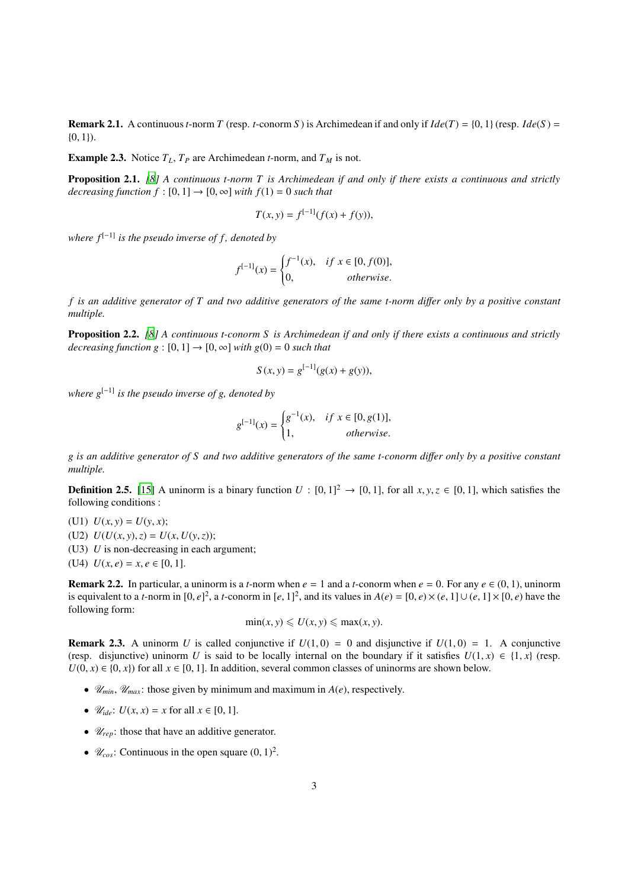**Remark 2.1.** A continuous $t$-norm $T$ (resp. $t$-conorm $S$) is Archimedean if and only if $Ide(T) = \{0, 1\}$ (resp. $Ide(S) = \{0, 1\}$).

**Example 2.3.** Notice $T_L$, $T_P$ are Archimedean $t$-norm, and $T_M$ is not.

**Proposition 2.1.** *[8] A continuous t-norm $T$ is Archimedean if and only if there exists a continuous and strictly decreasing function $f : [0, 1] \to [0, \infty]$ with $f(1) = 0$ such that*

$$T(x, y) = f^{[-1]}(f(x) + f(y)),$$

*where $f^{[-1]}$ is the pseudo inverse of $f$, denoted by*

$$f^{[-1]}(x) = \begin{cases} f^{-1}(x), & if\ x \in [0, f(0)], \\ 0, & otherwise. \end{cases}$$

*$f$ is an additive generator of $T$ and two additive generators of the same t-norm differ only by a positive constant multiple.*

**Proposition 2.2.** *[8] A continuous t-conorm $S$ is Archimedean if and only if there exists a continuous and strictly decreasing function $g : [0, 1] \to [0, \infty]$ with $g(0) = 0$ such that*

$$S(x, y) = g^{[-1]}(g(x) + g(y)),$$

*where $g^{[-1]}$ is the pseudo inverse of $g$, denoted by*

$$g^{[-1]}(x) = \begin{cases} g^{-1}(x), & if\ x \in [0, g(1)], \\ 1, & otherwise. \end{cases}$$

*$g$ is an additive generator of $S$ and two additive generators of the same t-conorm differ only by a positive constant multiple.*

**Definition 2.5.** [15] A uninorm is a binary function $U : [0, 1]^2 \to [0, 1]$, for all $x, y, z \in [0, 1]$, which satisfies the following conditions :

(U1) $U(x, y) = U(y, x)$;
(U2) $U(U(x, y), z) = U(x, U(y, z))$;
(U3) $U$ is non-decreasing in each argument;
(U4) $U(x, e) = x, e \in [0, 1]$.

**Remark 2.2.** In particular, a uninorm is a $t$-norm when $e = 1$ and a $t$-conorm when $e = 0$. For any $e \in (0, 1)$, uninorm is equivalent to a $t$-norm in $[0, e]^2$, a $t$-conorm in $[e, 1]^2$, and its values in $A(e) = [0, e) \times (e, 1] \cup (e, 1] \times [0, e)$ have the following form:

$$\min(x, y) \leqslant U(x, y) \leqslant \max(x, y).$$

**Remark 2.3.** A uninorm $U$ is called conjunctive if $U(1, 0) = 0$ and disjunctive if $U(1, 0) = 1$. A conjunctive (resp. disjunctive) uninorm $U$ is said to be locally internal on the boundary if it satisfies $U(1, x) \in \{1, x\}$ (resp. $U(0, x) \in \{0, x\}$) for all $x \in [0, 1]$. In addition, several common classes of uninorms are shown below.

- $\mathscr{U}_{min}$, $\mathscr{U}_{max}$: those given by minimum and maximum in $A(e)$, respectively.
- $\mathscr{U}_{ide}$: $U(x, x) = x$ for all $x \in [0, 1]$.
- $\mathscr{U}_{rep}$: those that have an additive generator.
- $\mathscr{U}_{cos}$: Continuous in the open square $(0, 1)^2$.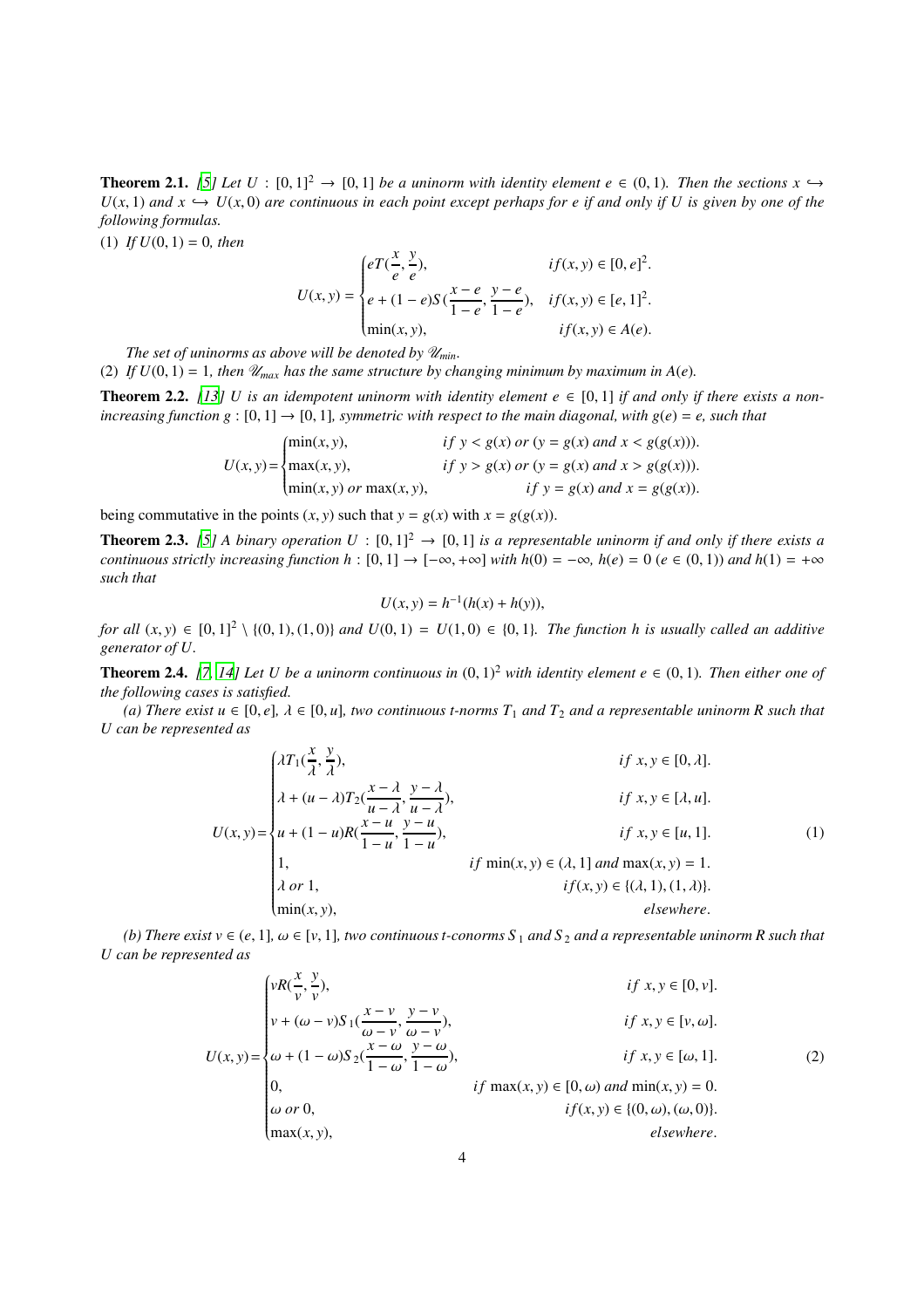**Theorem 2.1.** *[5] Let $U : [0,1]^2 \to [0,1]$ be a uninorm with identity element $e \in (0,1)$. Then the sections $x \hookrightarrow U(x,1)$ and $x \hookrightarrow U(x,0)$ are continuous in each point except perhaps for $e$ if and only if $U$ is given by one of the following formulas.*

(1) *If $U(0,1) = 0$, then*

$$U(x,y) = \begin{cases} eT(\frac{x}{e}, \frac{y}{e}), & if (x,y) \in [0,e]^2. \\ e + (1-e)S(\frac{x-e}{1-e}, \frac{y-e}{1-e}), & if (x,y) \in [e,1]^2. \\ \min(x,y), & if (x,y) \in A(e). \end{cases}$$

*The set of uninorms as above will be denoted by $\mathscr{U}_{min}$.*

(2) *If $U(0,1) = 1$, then $\mathscr{U}_{max}$ has the same structure by changing minimum by maximum in $A(e)$.*

**Theorem 2.2.** *[13] $U$ is an idempotent uninorm with identity element $e \in [0,1]$ if and only if there exists a non-increasing function $g : [0,1] \to [0,1]$, symmetric with respect to the main diagonal, with $g(e) = e$, such that*

$$U(x,y) = \begin{cases} \min(x,y), & if\ y < g(x)\ or\ (y = g(x)\ and\ x < g(g(x))). \\ \max(x,y), & if\ y > g(x)\ or\ (y = g(x)\ and\ x > g(g(x))). \\ \min(x,y)\ or\ \max(x,y), & if\ y = g(x)\ and\ x = g(g(x)). \end{cases}$$

being commutative in the points $(x,y)$ such that $y = g(x)$ with $x = g(g(x))$.

**Theorem 2.3.** *[5] A binary operation $U : [0,1]^2 \to [0,1]$ is a representable uninorm if and only if there exists a continuous strictly increasing function $h : [0,1] \to [-\infty, +\infty]$ with $h(0) = -\infty$, $h(e) = 0$ ($e \in (0,1)$) and $h(1) = +\infty$ such that*

$$U(x,y) = h^{-1}(h(x) + h(y)),$$

*for all $(x,y) \in [0,1]^2 \setminus \{(0,1),(1,0)\}$ and $U(0,1) = U(1,0) \in \{0,1\}$. The function $h$ is usually called an additive generator of $U$.*

**Theorem 2.4.** *[7, 14] Let $U$ be a uninorm continuous in $(0,1)^2$ with identity element $e \in (0,1)$. Then either one of the following cases is satisfied.*

*(a) There exist $u \in [0,e]$, $\lambda \in [0,u]$, two continuous t-norms $T_1$ and $T_2$ and a representable uninorm $R$ such that $U$ can be represented as*

$$U(x,y) = \begin{cases} \lambda T_1(\frac{x}{\lambda}, \frac{y}{\lambda}), & if\ x,y \in [0,\lambda]. \\ \lambda + (u-\lambda)T_2(\frac{x-\lambda}{u-\lambda}, \frac{y-\lambda}{u-\lambda}), & if\ x,y \in [\lambda,u]. \\ u + (1-u)R(\frac{x-u}{1-u}, \frac{y-u}{1-u}), & if\ x,y \in [u,1]. \\ 1, & if\ \min(x,y) \in (\lambda,1]\ and\ \max(x,y) = 1. \\ \lambda\ or\ 1, & if (x,y) \in \{(\lambda,1),(1,\lambda)\}. \\ \min(x,y), & elsewhere. \end{cases} \tag{1}$$

*(b) There exist $v \in (e,1]$, $\omega \in [v,1]$, two continuous t-conorms $S_1$ and $S_2$ and a representable uninorm $R$ such that $U$ can be represented as*

$$U(x,y) = \begin{cases} vR(\frac{x}{v}, \frac{y}{v}), & if\ x,y \in [0,v]. \\ v + (\omega - v)S_1(\frac{x-v}{\omega-v}, \frac{y-v}{\omega-v}), & if\ x,y \in [v,\omega]. \\ \omega + (1-\omega)S_2(\frac{x-\omega}{1-\omega}, \frac{y-\omega}{1-\omega}), & if\ x,y \in [\omega,1]. \\ 0, & if\ \max(x,y) \in [0,\omega)\ and\ \min(x,y) = 0. \\ \omega\ or\ 0, & if (x,y) \in \{(0,\omega),(\omega,0)\}. \\ \max(x,y), & elsewhere. \end{cases} \tag{2}$$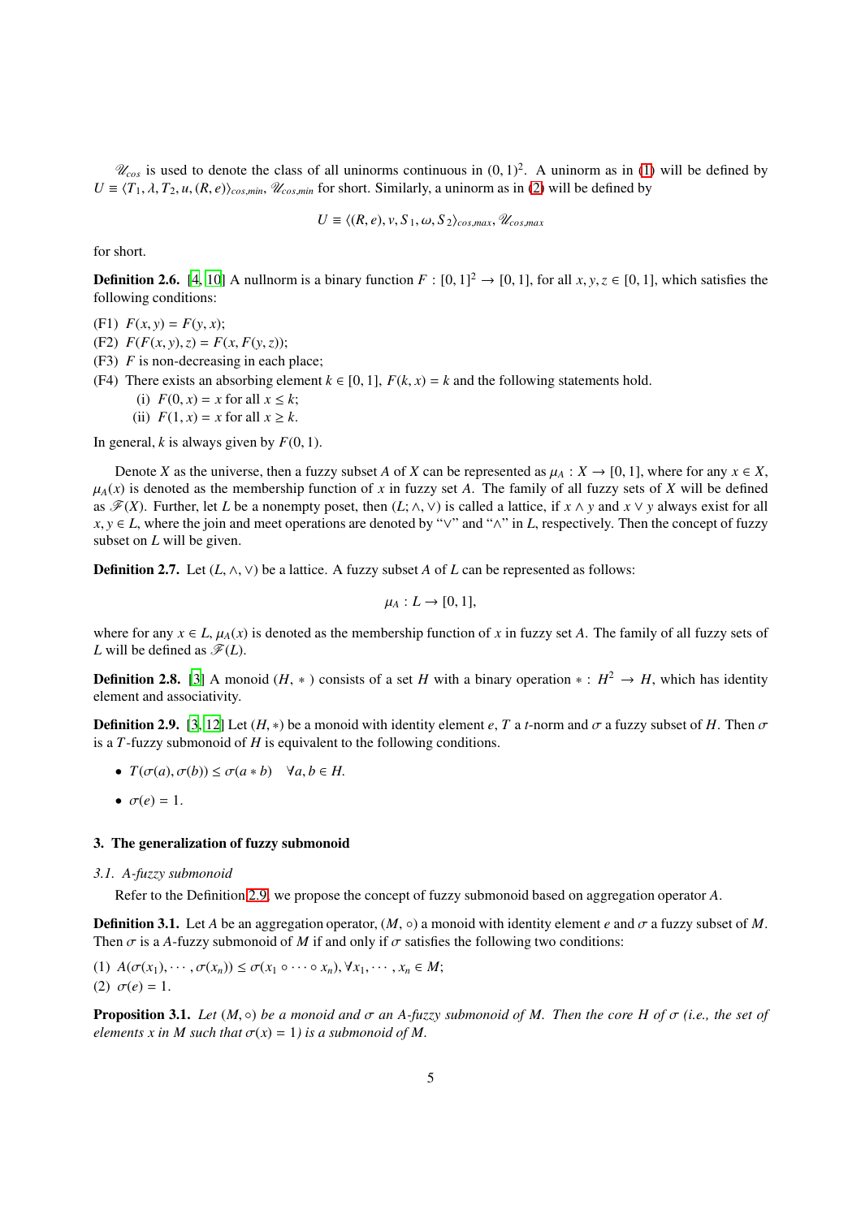$\mathscr{U}_{cos}$ is used to denote the class of all uninorms continuous in $(0,1)^2$. A uninorm as in (1) will be defined by $U \equiv \langle T_1, \lambda, T_2, u, (R,e)\rangle_{cos,min}$, $\mathscr{U}_{cos,min}$ for short. Similarly, a uninorm as in (2) will be defined by

$$U \equiv \langle (R,e), v, S_1, \omega, S_2\rangle_{cos,max}, \mathscr{U}_{cos,max}$$

for short.

**Definition 2.6.** [4, 10] A nullnorm is a binary function $F : [0,1]^2 \to [0,1]$, for all $x, y, z \in [0,1]$, which satisfies the following conditions:

(F1) $F(x,y) = F(y,x)$;
(F2) $F(F(x,y),z) = F(x,F(y,z))$;
(F3) $F$ is non-decreasing in each place;
(F4) There exists an absorbing element $k \in [0,1]$, $F(k,x) = k$ and the following statements hold.
  (i) $F(0,x) = x$ for all $x \leq k$;
  (ii) $F(1,x) = x$ for all $x \geq k$.

In general, $k$ is always given by $F(0,1)$.

Denote $X$ as the universe, then a fuzzy subset $A$ of $X$ can be represented as $\mu_A : X \to [0,1]$, where for any $x \in X$, $\mu_A(x)$ is denoted as the membership function of $x$ in fuzzy set $A$. The family of all fuzzy sets of $X$ will be defined as $\mathscr{F}(X)$. Further, let $L$ be a nonempty poset, then $(L; \wedge, \vee)$ is called a lattice, if $x \wedge y$ and $x \vee y$ always exist for all $x, y \in L$, where the join and meet operations are denoted by "$\vee$" and "$\wedge$" in $L$, respectively. Then the concept of fuzzy subset on $L$ will be given.

**Definition 2.7.** Let $(L, \wedge, \vee)$ be a lattice. A fuzzy subset $A$ of $L$ can be represented as follows:

$$\mu_A : L \to [0,1],$$

where for any $x \in L$, $\mu_A(x)$ is denoted as the membership function of $x$ in fuzzy set $A$. The family of all fuzzy sets of $L$ will be defined as $\mathscr{F}(L)$.

**Definition 2.8.** [3] A monoid $(H, *)$ consists of a set $H$ with a binary operation $* : H^2 \to H$, which has identity element and associativity.

**Definition 2.9.** [3, 12] Let $(H, *)$ be a monoid with identity element $e$, $T$ a $t$-norm and $\sigma$ a fuzzy subset of $H$. Then $\sigma$ is a $T$-fuzzy submonoid of $H$ is equivalent to the following conditions.

- $T(\sigma(a), \sigma(b)) \leq \sigma(a * b) \quad \forall a, b \in H$.
- $\sigma(e) = 1$.

## 3. The generalization of fuzzy submonoid

### 3.1. A-fuzzy submonoid

Refer to the Definition 2.9, we propose the concept of fuzzy submonoid based on aggregation operator $A$.

**Definition 3.1.** Let $A$ be an aggregation operator, $(M, \circ)$ a monoid with identity element $e$ and $\sigma$ a fuzzy subset of $M$. Then $\sigma$ is a $A$-fuzzy submonoid of $M$ if and only if $\sigma$ satisfies the following two conditions:

(1) $A(\sigma(x_1), \cdots, \sigma(x_n)) \leq \sigma(x_1 \circ \cdots \circ x_n), \forall x_1, \cdots, x_n \in M$;
(2) $\sigma(e) = 1$.

**Proposition 3.1.** *Let $(M, \circ)$ be a monoid and $\sigma$ an $A$-fuzzy submonoid of $M$. Then the core $H$ of $\sigma$ (i.e., the set of elements $x$ in $M$ such that $\sigma(x) = 1$) is a submonoid of $M$.*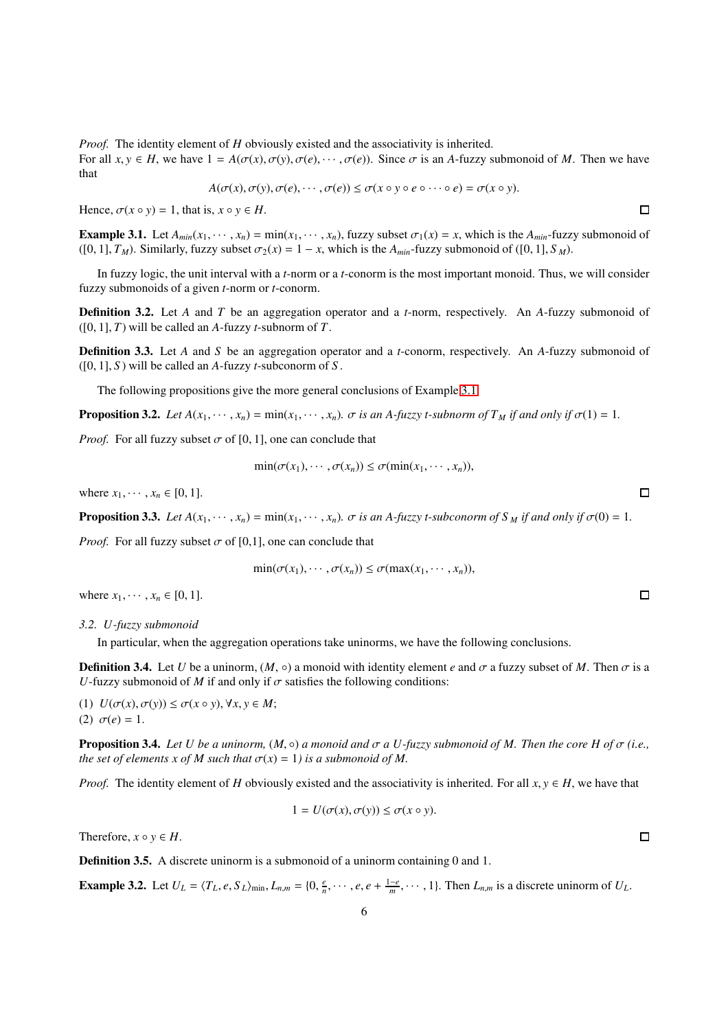*Proof.* The identity element of $H$ obviously existed and the associativity is inherited.
For all $x, y \in H$, we have $1 = A(\sigma(x), \sigma(y), \sigma(e), \cdots, \sigma(e))$. Since $\sigma$ is an $A$-fuzzy submonoid of $M$. Then we have that

$$A(\sigma(x), \sigma(y), \sigma(e), \cdots, \sigma(e)) \leq \sigma(x \circ y \circ e \circ \cdots \circ e) = \sigma(x \circ y).$$

Hence, $\sigma(x \circ y) = 1$, that is, $x \circ y \in H$. □

**Example 3.1.** Let $A_{min}(x_1, \cdots, x_n) = \min(x_1, \cdots, x_n)$, fuzzy subset $\sigma_1(x) = x$, which is the $A_{min}$-fuzzy submonoid of $([0, 1], T_M)$. Similarly, fuzzy subset $\sigma_2(x) = 1 - x$, which is the $A_{min}$-fuzzy submonoid of $([0, 1], S_M)$.

In fuzzy logic, the unit interval with a $t$-norm or a $t$-conorm is the most important monoid. Thus, we will consider fuzzy submonoids of a given $t$-norm or $t$-conorm.

**Definition 3.2.** Let $A$ and $T$ be an aggregation operator and a $t$-norm, respectively. An $A$-fuzzy submonoid of $([0, 1], T)$ will be called an $A$-fuzzy $t$-subnorm of $T$.

**Definition 3.3.** Let $A$ and $S$ be an aggregation operator and a $t$-conorm, respectively. An $A$-fuzzy submonoid of $([0, 1], S)$ will be called an $A$-fuzzy $t$-subconorm of $S$.

The following propositions give the more general conclusions of Example 3.1.

**Proposition 3.2.** *Let $A(x_1, \cdots, x_n) = \min(x_1, \cdots, x_n)$. $\sigma$ is an $A$-fuzzy $t$-subnorm of $T_M$ if and only if $\sigma(1) = 1$.*

*Proof.* For all fuzzy subset $\sigma$ of $[0, 1]$, one can conclude that

$$\min(\sigma(x_1), \cdots, \sigma(x_n)) \leq \sigma(\min(x_1, \cdots, x_n)),$$

where $x_1, \cdots, x_n \in [0, 1]$. □

**Proposition 3.3.** *Let $A(x_1, \cdots, x_n) = \min(x_1, \cdots, x_n)$. $\sigma$ is an $A$-fuzzy $t$-subconorm of $S_M$ if and only if $\sigma(0) = 1$.*

*Proof.* For all fuzzy subset $\sigma$ of [0,1], one can conclude that

$$\min(\sigma(x_1), \cdots, \sigma(x_n)) \leq \sigma(\max(x_1, \cdots, x_n)),$$

where $x_1, \cdots, x_n \in [0, 1]$. □

### 3.2. $U$-fuzzy submonoid

In particular, when the aggregation operations take uninorms, we have the following conclusions.

**Definition 3.4.** Let $U$ be a uninorm, $(M, \circ)$ a monoid with identity element $e$ and $\sigma$ a fuzzy subset of $M$. Then $\sigma$ is a $U$-fuzzy submonoid of $M$ if and only if $\sigma$ satisfies the following conditions:

(1) $U(\sigma(x), \sigma(y)) \leq \sigma(x \circ y), \forall x, y \in M$;
(2) $\sigma(e) = 1$.

**Proposition 3.4.** *Let $U$ be a uninorm, $(M, \circ)$ a monoid and $\sigma$ a $U$-fuzzy submonoid of $M$. Then the core $H$ of $\sigma$ (i.e., the set of elements $x$ of $M$ such that $\sigma(x) = 1$) is a submonoid of $M$.*

*Proof.* The identity element of $H$ obviously existed and the associativity is inherited. For all $x, y \in H$, we have that

$$1 = U(\sigma(x), \sigma(y)) \leq \sigma(x \circ y).$$

Therefore, $x \circ y \in H$. □

**Definition 3.5.** A discrete uninorm is a submonoid of a uninorm containing 0 and 1.

**Example 3.2.** Let $U_L = \langle T_L, e, S_L \rangle_{\min}$, $L_{n,m} = \{0, \frac{e}{n}, \cdots, e, e + \frac{1-e}{m}, \cdots, 1\}$. Then $L_{n,m}$ is a discrete uninorm of $U_L$.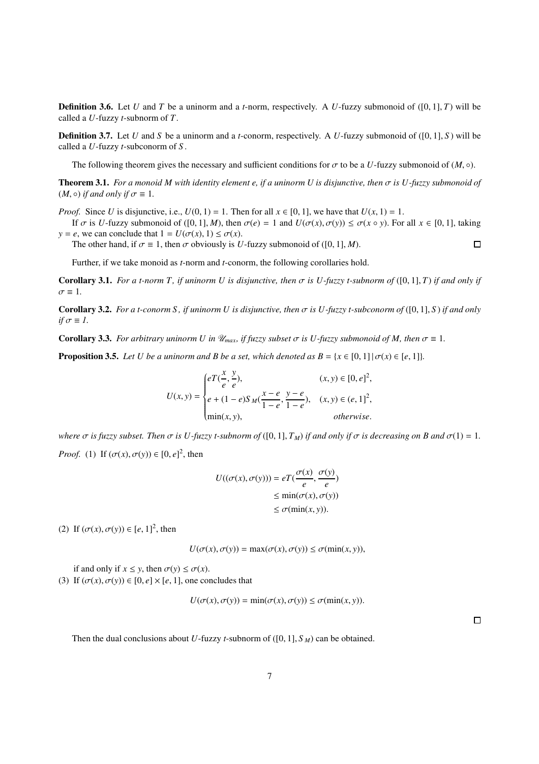**Definition 3.6.** Let $U$ and $T$ be a uninorm and a $t$-norm, respectively. A $U$-fuzzy submonoid of $([0,1], T)$ will be called a $U$-fuzzy $t$-subnorm of $T$.

**Definition 3.7.** Let $U$ and $S$ be a uninorm and a $t$-conorm, respectively. A $U$-fuzzy submonoid of $([0,1], S)$ will be called a $U$-fuzzy $t$-subconorm of $S$.

The following theorem gives the necessary and sufficient conditions for $\sigma$ to be a $U$-fuzzy submonoid of $(M, \circ)$.

**Theorem 3.1.** *For a monoid $M$ with identity element $e$, if a uninorm $U$ is disjunctive, then $\sigma$ is $U$-fuzzy submonoid of $(M, \circ)$ if and only if $\sigma \equiv 1$.*

*Proof.* Since $U$ is disjunctive, i.e., $U(0,1) = 1$. Then for all $x \in [0,1]$, we have that $U(x,1) = 1$.

If $\sigma$ is $U$-fuzzy submonoid of $([0,1], M)$, then $\sigma(e) = 1$ and $U(\sigma(x), \sigma(y)) \leq \sigma(x \circ y)$. For all $x \in [0,1]$, taking $y = e$, we can conclude that $1 = U(\sigma(x), 1) \leq \sigma(x)$.

The other hand, if $\sigma \equiv 1$, then $\sigma$ obviously is $U$-fuzzy submonoid of $([0,1], M)$. □

Further, if we take monoid as $t$-norm and $t$-conorm, the following corollaries hold.

**Corollary 3.1.** *For a t-norm $T$, if uninorm $U$ is disjunctive, then $\sigma$ is $U$-fuzzy t-subnorm of $([0,1], T)$ if and only if $\sigma \equiv 1$.*

**Corollary 3.2.** *For a t-conorm $S$, if uninorm $U$ is disjunctive, then $\sigma$ is $U$-fuzzy t-subconorm of $([0,1], S)$ if and only if $\sigma \equiv 1$.*

**Corollary 3.3.** *For arbitrary uninorm $U$ in $\mathscr{U}_{max}$, if fuzzy subset $\sigma$ is $U$-fuzzy submonoid of $M$, then $\sigma \equiv 1$.*

**Proposition 3.5.** *Let $U$ be a uninorm and $B$ be a set, which denoted as $B = \{x \in [0,1] \mid \sigma(x) \in [e,1]\}$.*

$$U(x,y) = \begin{cases} eT(\frac{x}{e}, \frac{y}{e}), & (x,y) \in [0,e]^2, \\ e + (1-e)S_M(\frac{x-e}{1-e}, \frac{y-e}{1-e}), & (x,y) \in (e,1]^2, \\ \min(x,y), & otherwise. \end{cases}$$

*where $\sigma$ is fuzzy subset. Then $\sigma$ is $U$-fuzzy t-subnorm of $([0,1], T_M)$ if and only if $\sigma$ is decreasing on $B$ and $\sigma(1) = 1$.*

*Proof.* (1) If $(\sigma(x), \sigma(y)) \in [0,e]^2$, then

$$\begin{aligned} U((\sigma(x), \sigma(y))) &= eT(\frac{\sigma(x)}{e}, \frac{\sigma(y)}{e}) \\ &\leq \min(\sigma(x), \sigma(y)) \\ &\leq \sigma(\min(x,y)). \end{aligned}$$

(2) If $(\sigma(x), \sigma(y)) \in [e,1]^2$, then

$$U(\sigma(x), \sigma(y)) = \max(\sigma(x), \sigma(y)) \leq \sigma(\min(x,y)),$$

if and only if $x \leq y$, then $\sigma(y) \leq \sigma(x)$.

(3) If $(\sigma(x), \sigma(y)) \in [0,e] \times [e,1]$, one concludes that

$$U(\sigma(x), \sigma(y)) = \min(\sigma(x), \sigma(y)) \leq \sigma(\min(x,y)).$$

□

Then the dual conclusions about $U$-fuzzy $t$-subnorm of $([0,1], S_M)$ can be obtained.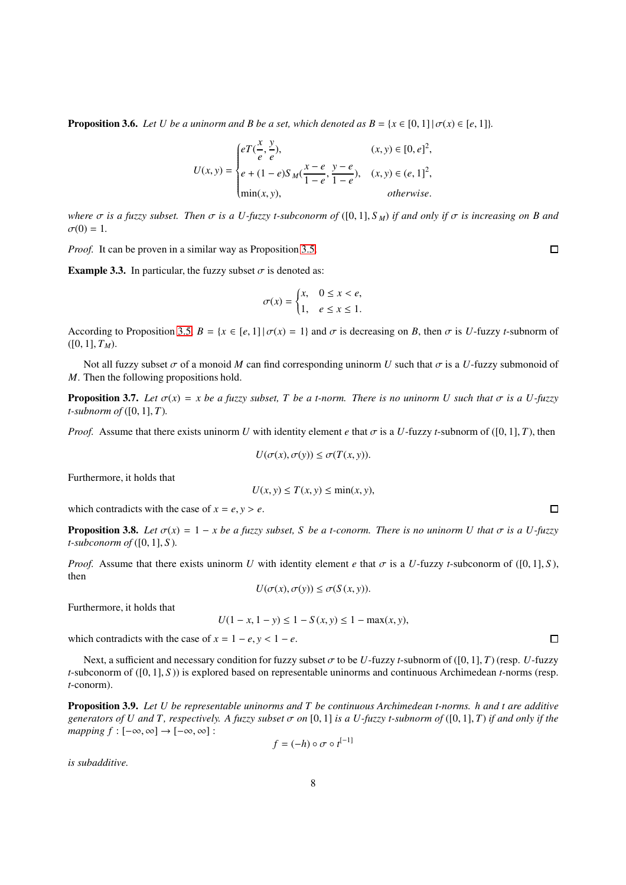**Proposition 3.6.** *Let $U$ be a uninorm and $B$ be a set, which denoted as $B = \{x \in [0,1] \,|\, \sigma(x) \in [e,1]\}$.*

$$U(x,y) = \begin{cases} eT(\frac{x}{e}, \frac{y}{e}), & (x,y) \in [0,e]^2, \\ e + (1-e)S_M(\frac{x-e}{1-e}, \frac{y-e}{1-e}), & (x,y) \in (e,1]^2, \\ \min(x,y), & \textit{otherwise}. \end{cases}$$

*where $\sigma$ is a fuzzy subset. Then $\sigma$ is a $U$-fuzzy t-subconorm of $([0,1], S_M)$ if and only if $\sigma$ is increasing on $B$ and $\sigma(0) = 1$.*

*Proof.* It can be proven in a similar way as Proposition 3.5. $\square$

**Example 3.3.** In particular, the fuzzy subset $\sigma$ is denoted as:

$$\sigma(x) = \begin{cases} x, & 0 \le x < e, \\ 1, & e \le x \le 1. \end{cases}$$

According to Proposition 3.5, $B = \{x \in [e,1] \,|\, \sigma(x) = 1\}$ and $\sigma$ is decreasing on $B$, then $\sigma$ is $U$-fuzzy $t$-subnorm of $([0,1], T_M)$.

Not all fuzzy subset $\sigma$ of a monoid $M$ can find corresponding uninorm $U$ such that $\sigma$ is a $U$-fuzzy submonoid of $M$. Then the following propositions hold.

**Proposition 3.7.** *Let $\sigma(x) = x$ be a fuzzy subset, $T$ be a t-norm. There is no uninorm $U$ such that $\sigma$ is a $U$-fuzzy t-subnorm of $([0,1], T)$.*

*Proof.* Assume that there exists uninorm $U$ with identity element $e$ that $\sigma$ is a $U$-fuzzy $t$-subnorm of $([0,1], T)$, then

$$U(\sigma(x), \sigma(y)) \le \sigma(T(x,y)).$$

Furthermore, it holds that

$$U(x,y) \le T(x,y) \le \min(x,y),$$

which contradicts with the case of $x = e, y > e$. $\square$

**Proposition 3.8.** *Let $\sigma(x) = 1 - x$ be a fuzzy subset, $S$ be a t-conorm. There is no uninorm $U$ that $\sigma$ is a $U$-fuzzy t-subconorm of $([0,1], S)$.*

*Proof.* Assume that there exists uninorm $U$ with identity element $e$ that $\sigma$ is a $U$-fuzzy $t$-subconorm of $([0,1], S)$, then

$$U(\sigma(x), \sigma(y)) \le \sigma(S(x,y)).$$

Furthermore, it holds that

$$U(1-x, 1-y) \le 1 - S(x,y) \le 1 - \max(x,y),$$

which contradicts with the case of $x = 1-e, y < 1-e$. $\square$

Next, a sufficient and necessary condition for fuzzy subset $\sigma$ to be $U$-fuzzy $t$-subnorm of $([0,1], T)$ (resp. $U$-fuzzy $t$-subconorm of $([0,1], S)$) is explored based on representable uninorms and continuous Archimedean $t$-norms (resp. $t$-conorm).

**Proposition 3.9.** *Let $U$ be representable uninorms and $T$ be continuous Archimedean t-norms. $h$ and $t$ are additive generators of $U$ and $T$, respectively. A fuzzy subset $\sigma$ on $[0,1]$ is a $U$-fuzzy t-subnorm of $([0,1], T)$ if and only if the mapping $f : [-\infty, \infty] \to [-\infty, \infty]$ :*

$$f = (-h) \circ \sigma \circ t^{[-1]}$$

*is subadditive.*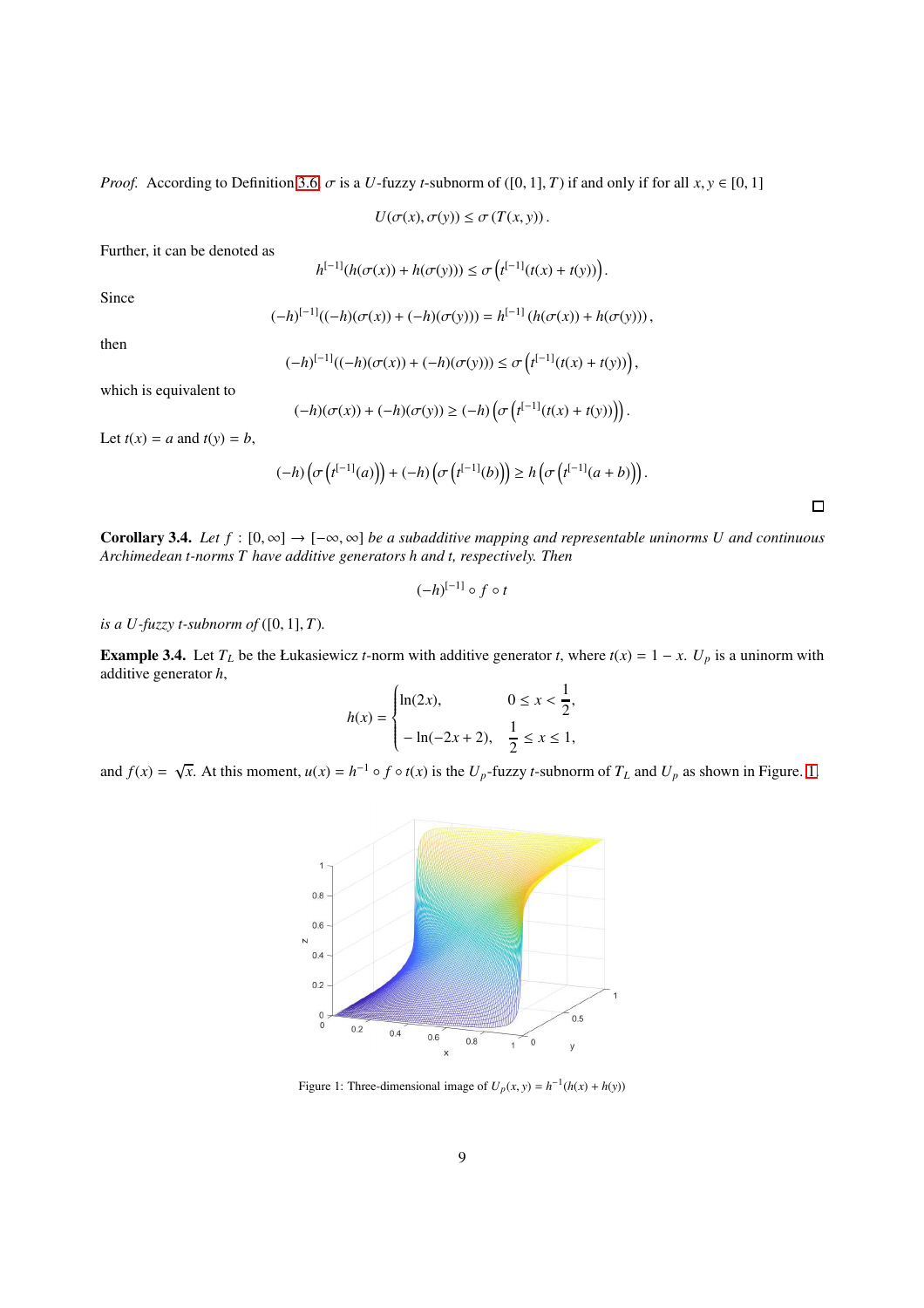*Proof.* According to Definition 3.6, $\sigma$ is a $U$-fuzzy $t$-subnorm of $([0,1], T)$ if and only if for all $x, y \in [0,1]$

$$U(\sigma(x), \sigma(y)) \leq \sigma(T(x,y)).$$

Further, it can be denoted as

$$h^{[-1]}(h(\sigma(x)) + h(\sigma(y))) \leq \sigma\left(t^{[-1]}(t(x) + t(y))\right).$$

Since

$$(-h)^{[-1]}((-h)(\sigma(x)) + (-h)(\sigma(y))) = h^{[-1]}\left(h(\sigma(x)) + h(\sigma(y))\right),$$

then

$$(-h)^{[-1]}((-h)(\sigma(x)) + (-h)(\sigma(y))) \leq \sigma\left(t^{[-1]}(t(x) + t(y))\right),$$

which is equivalent to

$$(-h)(\sigma(x)) + (-h)(\sigma(y)) \geq (-h)\left(\sigma\left(t^{[-1]}(t(x) + t(y))\right)\right).$$

Let $t(x) = a$ and $t(y) = b$,

$$(-h)\left(\sigma\left(t^{[-1]}(a)\right)\right) + (-h)\left(\sigma\left(t^{[-1]}(b)\right)\right) \geq h\left(\sigma\left(t^{[-1]}(a+b)\right)\right).$$

□

**Corollary 3.4.** *Let $f : [0, \infty] \to [-\infty, \infty]$ be a subadditive mapping and representable uninorms $U$ and continuous Archimedean t-norms $T$ have additive generators $h$ and $t$, respectively. Then*

$$(-h)^{[-1]} \circ f \circ t$$

*is a $U$-fuzzy t-subnorm of $([0,1], T)$.*

**Example 3.4.** Let $T_L$ be the Łukasiewicz $t$-norm with additive generator $t$, where $t(x) = 1 - x$. $U_p$ is a uninorm with additive generator $h$,

$$h(x) = \begin{cases} \ln(2x), & 0 \leq x < \dfrac{1}{2}, \\ -\ln(-2x+2), & \dfrac{1}{2} \leq x \leq 1, \end{cases}$$

and $f(x) = \sqrt{x}$. At this moment, $u(x) = h^{-1} \circ f \circ t(x)$ is the $U_p$-fuzzy $t$-subnorm of $T_L$ and $U_p$ as shown in Figure. 1.

Figure 1: Three-dimensional image of $U_p(x, y) = h^{-1}(h(x) + h(y))$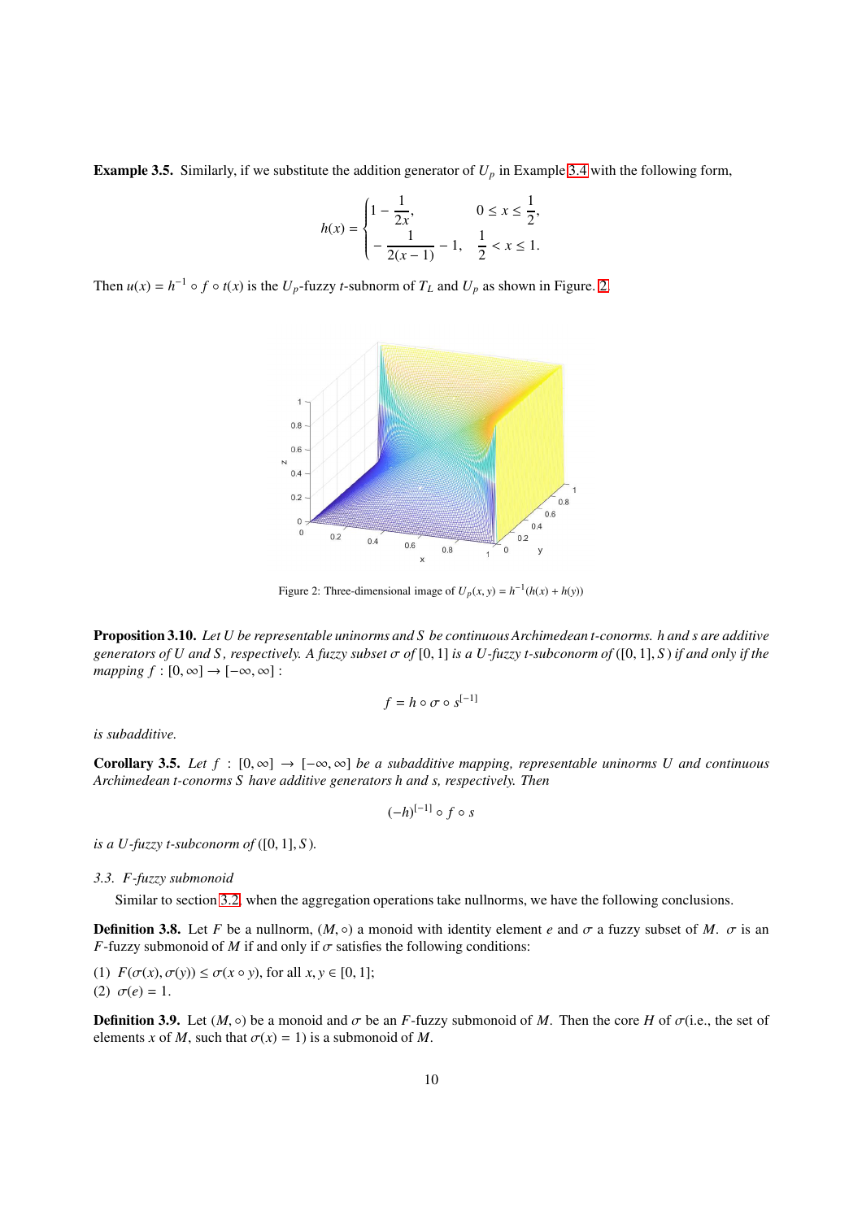**Example 3.5.** Similarly, if we substitute the addition generator of $U_p$ in Example 3.4 with the following form,

$$h(x) = \begin{cases} 1 - \dfrac{1}{2x}, & 0 \leq x \leq \dfrac{1}{2}, \\ -\dfrac{1}{2(x-1)} - 1, & \dfrac{1}{2} < x \leq 1. \end{cases}$$

Then $u(x) = h^{-1} \circ f \circ t(x)$ is the $U_p$-fuzzy $t$-subnorm of $T_L$ and $U_p$ as shown in Figure. 2.

Figure 2: Three-dimensional image of $U_p(x, y) = h^{-1}(h(x) + h(y))$

**Proposition 3.10.** *Let $U$ be representable uninorms and $S$ be continuous Archimedean t-conorms. $h$ and $s$ are additive generators of $U$ and $S$, respectively. A fuzzy subset $\sigma$ of $[0, 1]$ is a $U$-fuzzy t-subconorm of $([0, 1], S)$ if and only if the mapping $f : [0, \infty] \to [-\infty, \infty]$ :*

$$f = h \circ \sigma \circ s^{[-1]}$$

*is subadditive.*

**Corollary 3.5.** *Let $f : [0, \infty] \to [-\infty, \infty]$ be a subadditive mapping, representable uninorms $U$ and continuous Archimedean t-conorms $S$ have additive generators $h$ and $s$, respectively. Then*

$$(-h)^{[-1]} \circ f \circ s$$

*is a $U$-fuzzy t-subconorm of $([0, 1], S)$.*

### 3.3. $F$-fuzzy submonoid

Similar to section 3.2, when the aggregation operations take nullnorms, we have the following conclusions.

**Definition 3.8.** Let $F$ be a nullnorm, $(M, \circ)$ a monoid with identity element $e$ and $\sigma$ a fuzzy subset of $M$. $\sigma$ is an $F$-fuzzy submonoid of $M$ if and only if $\sigma$ satisfies the following conditions:

(1) $F(\sigma(x), \sigma(y)) \leq \sigma(x \circ y)$, for all $x, y \in [0, 1]$;
(2) $\sigma(e) = 1$.

**Definition 3.9.** Let $(M, \circ)$ be a monoid and $\sigma$ be an $F$-fuzzy submonoid of $M$. Then the core $H$ of $\sigma$(i.e., the set of elements $x$ of $M$, such that $\sigma(x) = 1$) is a submonoid of $M$.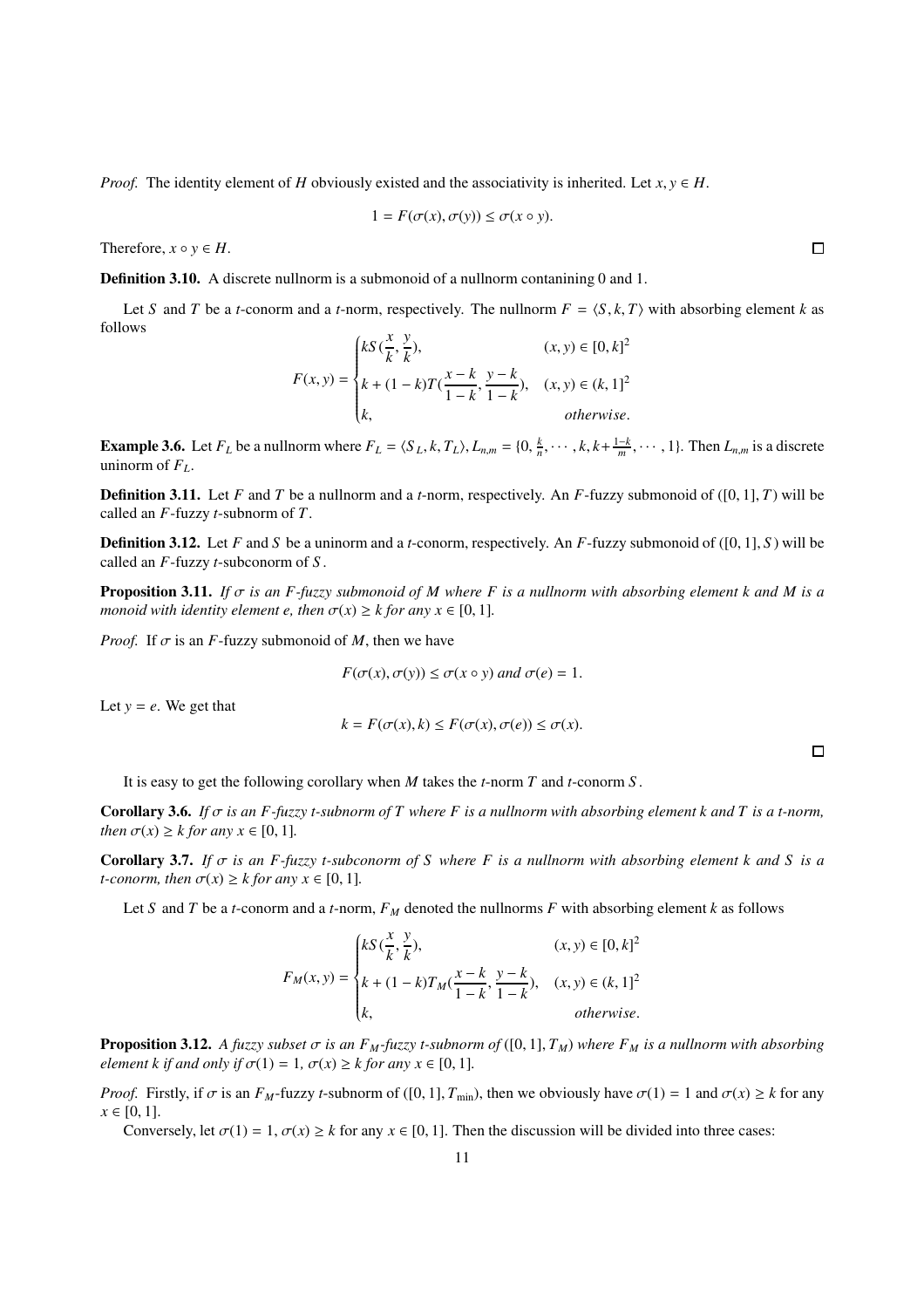*Proof.* The identity element of $H$ obviously existed and the associativity is inherited. Let $x, y \in H$.

$$1 = F(\sigma(x), \sigma(y)) \leq \sigma(x \circ y).$$

Therefore, $x \circ y \in H$. □

**Definition 3.10.** A discrete nullnorm is a submonoid of a nullnorm containing 0 and 1.

Let $S$ and $T$ be a $t$-conorm and a $t$-norm, respectively. The nullnorm $F = \langle S, k, T \rangle$ with absorbing element $k$ as follows

$$F(x,y) = \begin{cases} kS(\frac{x}{k}, \frac{y}{k}), & (x,y) \in [0,k]^2 \\ k + (1-k)T(\frac{x-k}{1-k}, \frac{y-k}{1-k}), & (x,y) \in (k,1]^2 \\ k, & otherwise. \end{cases}$$

**Example 3.6.** Let $F_L$ be a nullnorm where $F_L = \langle S_L, k, T_L \rangle$, $L_{n,m} = \{0, \frac{k}{n}, \cdots, k, k + \frac{1-k}{m}, \cdots, 1\}$. Then $L_{n,m}$ is a discrete uninorm of $F_L$.

**Definition 3.11.** Let $F$ and $T$ be a nullnorm and a $t$-norm, respectively. An $F$-fuzzy submonoid of $([0,1], T)$ will be called an $F$-fuzzy $t$-subnorm of $T$.

**Definition 3.12.** Let $F$ and $S$ be a uninorm and a $t$-conorm, respectively. An $F$-fuzzy submonoid of $([0,1], S)$ will be called an $F$-fuzzy $t$-subconorm of $S$.

**Proposition 3.11.** *If $\sigma$ is an $F$-fuzzy submonoid of $M$ where $F$ is a nullnorm with absorbing element $k$ and $M$ is a monoid with identity element $e$, then $\sigma(x) \geq k$ for any $x \in [0,1]$.*

*Proof.* If $\sigma$ is an $F$-fuzzy submonoid of $M$, then we have

$$F(\sigma(x), \sigma(y)) \leq \sigma(x \circ y) \text{ and } \sigma(e) = 1.$$

Let $y = e$. We get that

$$k = F(\sigma(x), k) \leq F(\sigma(x), \sigma(e)) \leq \sigma(x).$$

□

It is easy to get the following corollary when $M$ takes the $t$-norm $T$ and $t$-conorm $S$.

**Corollary 3.6.** *If $\sigma$ is an $F$-fuzzy $t$-subnorm of $T$ where $F$ is a nullnorm with absorbing element $k$ and $T$ is a $t$-norm, then $\sigma(x) \geq k$ for any $x \in [0,1]$.*

**Corollary 3.7.** *If $\sigma$ is an $F$-fuzzy $t$-subconorm of $S$ where $F$ is a nullnorm with absorbing element $k$ and $S$ is a $t$-conorm, then $\sigma(x) \geq k$ for any $x \in [0,1]$.*

Let $S$ and $T$ be a $t$-conorm and a $t$-norm, $F_M$ denoted the nullnorms $F$ with absorbing element $k$ as follows

$$F_M(x,y) = \begin{cases} kS(\frac{x}{k}, \frac{y}{k}), & (x,y) \in [0,k]^2 \\ k + (1-k)T_M(\frac{x-k}{1-k}, \frac{y-k}{1-k}), & (x,y) \in (k,1]^2 \\ k, & otherwise. \end{cases}$$

**Proposition 3.12.** *A fuzzy subset $\sigma$ is an $F_M$-fuzzy $t$-subnorm of $([0,1], T_M)$ where $F_M$ is a nullnorm with absorbing element $k$ if and only if $\sigma(1) = 1$, $\sigma(x) \geq k$ for any $x \in [0,1]$.*

*Proof.* Firstly, if $\sigma$ is an $F_M$-fuzzy $t$-subnorm of $([0,1], T_{\min})$, then we obviously have $\sigma(1) = 1$ and $\sigma(x) \geq k$ for any $x \in [0,1]$.

Conversely, let $\sigma(1) = 1$, $\sigma(x) \geq k$ for any $x \in [0,1]$. Then the discussion will be divided into three cases: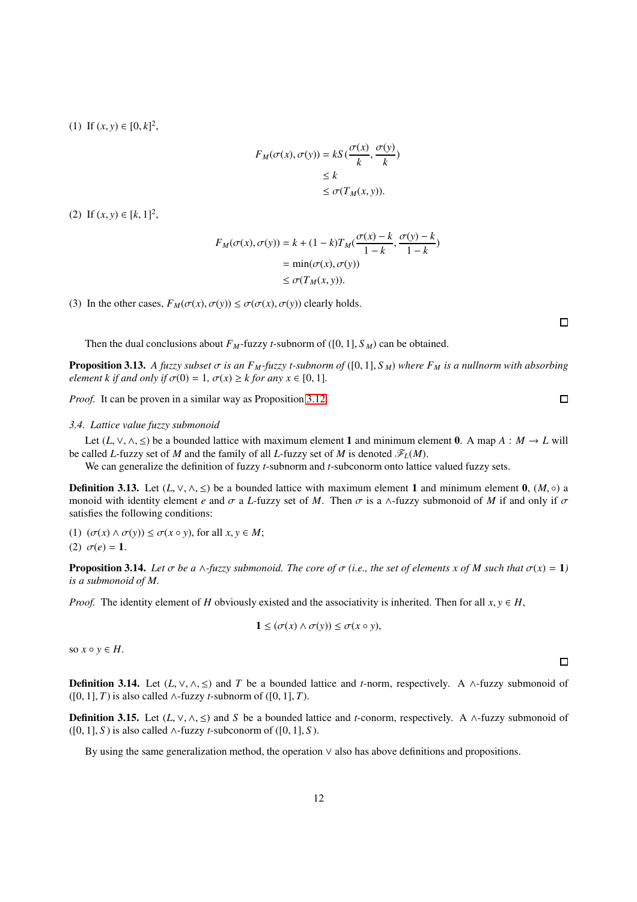(1) If $(x, y) \in [0, k]^2$,

$$
\begin{aligned}
F_M(\sigma(x), \sigma(y)) &= kS(\frac{\sigma(x)}{k}, \frac{\sigma(y)}{k}) \\
&\leq k \\
&\leq \sigma(T_M(x, y)).
\end{aligned}
$$

(2) If $(x, y) \in [k, 1]^2$,

$$
\begin{aligned}
F_M(\sigma(x), \sigma(y)) &= k + (1-k)T_M(\frac{\sigma(x)-k}{1-k}, \frac{\sigma(y)-k}{1-k}) \\
&= \min(\sigma(x), \sigma(y)) \\
&\leq \sigma(T_M(x, y)).
\end{aligned}
$$

(3) In the other cases, $F_M(\sigma(x), \sigma(y)) \leq \sigma(\sigma(x), \sigma(y))$ clearly holds.

□

Then the dual conclusions about $F_M$-fuzzy $t$-subnorm of $([0, 1], S_M)$ can be obtained.

**Proposition 3.13.** *A fuzzy subset $\sigma$ is an $F_M$-fuzzy $t$-subnorm of $([0, 1], S_M)$ where $F_M$ is a nullnorm with absorbing element $k$ if and only if $\sigma(0) = 1$, $\sigma(x) \geq k$ for any $x \in [0, 1]$.*

*Proof.* It can be proven in a similar way as Proposition 3.12. □

### 3.4. Lattice value fuzzy submonoid

Let $(L, \vee, \wedge, \leq)$ be a bounded lattice with maximum element $\mathbf{1}$ and minimum element $\mathbf{0}$. A map $A : M \to L$ will be called $L$-fuzzy set of $M$ and the family of all $L$-fuzzy set of $M$ is denoted $\mathscr{F}_L(M)$.

We can generalize the definition of fuzzy $t$-subnorm and $t$-subconorm onto lattice valued fuzzy sets.

**Definition 3.13.** Let $(L, \vee, \wedge, \leq)$ be a bounded lattice with maximum element $\mathbf{1}$ and minimum element $\mathbf{0}$, $(M, \circ)$ a monoid with identity element $e$ and $\sigma$ a $L$-fuzzy set of $M$. Then $\sigma$ is a $\wedge$-fuzzy submonoid of $M$ if and only if $\sigma$ satisfies the following conditions:

(1) $(\sigma(x) \wedge \sigma(y)) \leq \sigma(x \circ y)$, for all $x, y \in M$;

(2) $\sigma(e) = \mathbf{1}$.

**Proposition 3.14.** *Let $\sigma$ be a $\wedge$-fuzzy submonoid. The core of $\sigma$ (i.e., the set of elements $x$ of $M$ such that $\sigma(x) = \mathbf{1}$) is a submonoid of $M$.*

*Proof.* The identity element of $H$ obviously existed and the associativity is inherited. Then for all $x, y \in H$,

$$
\mathbf{1} \leq (\sigma(x) \wedge \sigma(y)) \leq \sigma(x \circ y),
$$

so $x \circ y \in H$.

□

**Definition 3.14.** Let $(L, \vee, \wedge, \leq)$ and $T$ be a bounded lattice and $t$-norm, respectively. A $\wedge$-fuzzy submonoid of $([0, 1], T)$ is also called $\wedge$-fuzzy $t$-subnorm of $([0, 1], T)$.

**Definition 3.15.** Let $(L, \vee, \wedge, \leq)$ and $S$ be a bounded lattice and $t$-conorm, respectively. A $\wedge$-fuzzy submonoid of $([0, 1], S)$ is also called $\wedge$-fuzzy $t$-subconorm of $([0, 1], S)$.

By using the same generalization method, the operation $\vee$ also has above definitions and propositions.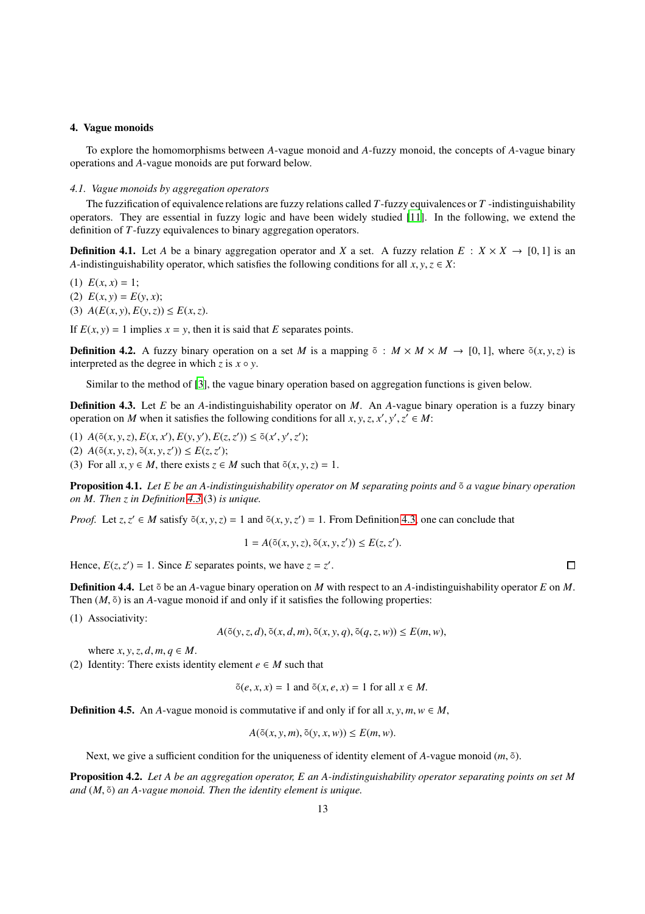## 4. Vague monoids

To explore the homomorphisms between $A$-vague monoid and $A$-fuzzy monoid, the concepts of $A$-vague binary operations and $A$-vague monoids are put forward below.

### 4.1. Vague monoids by aggregation operators

The fuzzification of equivalence relations are fuzzy relations called $T$-fuzzy equivalences or $T$ -indistinguishability operators. They are essential in fuzzy logic and have been widely studied [11]. In the following, we extend the definition of $T$-fuzzy equivalences to binary aggregation operators.

**Definition 4.1.** Let $A$ be a binary aggregation operator and $X$ a set. A fuzzy relation $E : X \times X \to [0, 1]$ is an $A$-indistinguishability operator, which satisfies the following conditions for all $x, y, z \in X$:

(1) $E(x, x) = 1$;
(2) $E(x, y) = E(y, x)$;
(3) $A(E(x, y), E(y, z)) \leq E(x, z)$.

If $E(x, y) = 1$ implies $x = y$, then it is said that $E$ separates points.

**Definition 4.2.** A fuzzy binary operation on a set $M$ is a mapping $\tilde{\circ} : M \times M \times M \to [0, 1]$, where $\tilde{\circ}(x, y, z)$ is interpreted as the degree in which $z$ is $x \circ y$.

Similar to the method of [3], the vague binary operation based on aggregation functions is given below.

**Definition 4.3.** Let $E$ be an $A$-indistinguishability operator on $M$. An $A$-vague binary operation is a fuzzy binary operation on $M$ when it satisfies the following conditions for all $x, y, z, x', y', z' \in M$:

(1) $A(\tilde{\circ}(x, y, z), E(x, x'), E(y, y'), E(z, z')) \leq \tilde{\circ}(x', y', z')$;
(2) $A(\tilde{\circ}(x, y, z), \tilde{\circ}(x, y, z')) \leq E(z, z')$;
(3) For all $x, y \in M$, there exists $z \in M$ such that $\tilde{\circ}(x, y, z) = 1$.

**Proposition 4.1.** *Let $E$ be an $A$-indistinguishability operator on $M$ separating points and $\tilde{\circ}$ a vague binary operation on $M$. Then $z$ in Definition 4.3 (3) is unique.*

*Proof.* Let $z, z' \in M$ satisfy $\tilde{\circ}(x, y, z) = 1$ and $\tilde{\circ}(x, y, z') = 1$. From Definition 4.3, one can conclude that

$$1 = A(\tilde{\circ}(x, y, z), \tilde{\circ}(x, y, z')) \leq E(z, z').$$

Hence, $E(z, z') = 1$. Since $E$ separates points, we have $z = z'$. $\square$

**Definition 4.4.** Let $\tilde{\circ}$ be an $A$-vague binary operation on $M$ with respect to an $A$-indistinguishability operator $E$ on $M$. Then $(M, \tilde{\circ})$ is an $A$-vague monoid if and only if it satisfies the following properties:

(1) Associativity:
$$A(\tilde{\circ}(y, z, d), \tilde{\circ}(x, d, m), \tilde{\circ}(x, y, q), \tilde{\circ}(q, z, w)) \leq E(m, w),$$
where $x, y, z, d, m, q \in M$.

(2) Identity: There exists identity element $e \in M$ such that
$$\tilde{\circ}(e, x, x) = 1 \text{ and } \tilde{\circ}(x, e, x) = 1 \text{ for all } x \in M.$$

**Definition 4.5.** An $A$-vague monoid is commutative if and only if for all $x, y, m, w \in M$,

$$A(\tilde{\circ}(x, y, m), \tilde{\circ}(y, x, w)) \leq E(m, w).$$

Next, we give a sufficient condition for the uniqueness of identity element of $A$-vague monoid $(m, \tilde{\circ})$.

**Proposition 4.2.** *Let $A$ be an aggregation operator, $E$ an $A$-indistinguishability operator separating points on set $M$ and $(M, \tilde{\circ})$ an $A$-vague monoid. Then the identity element is unique.*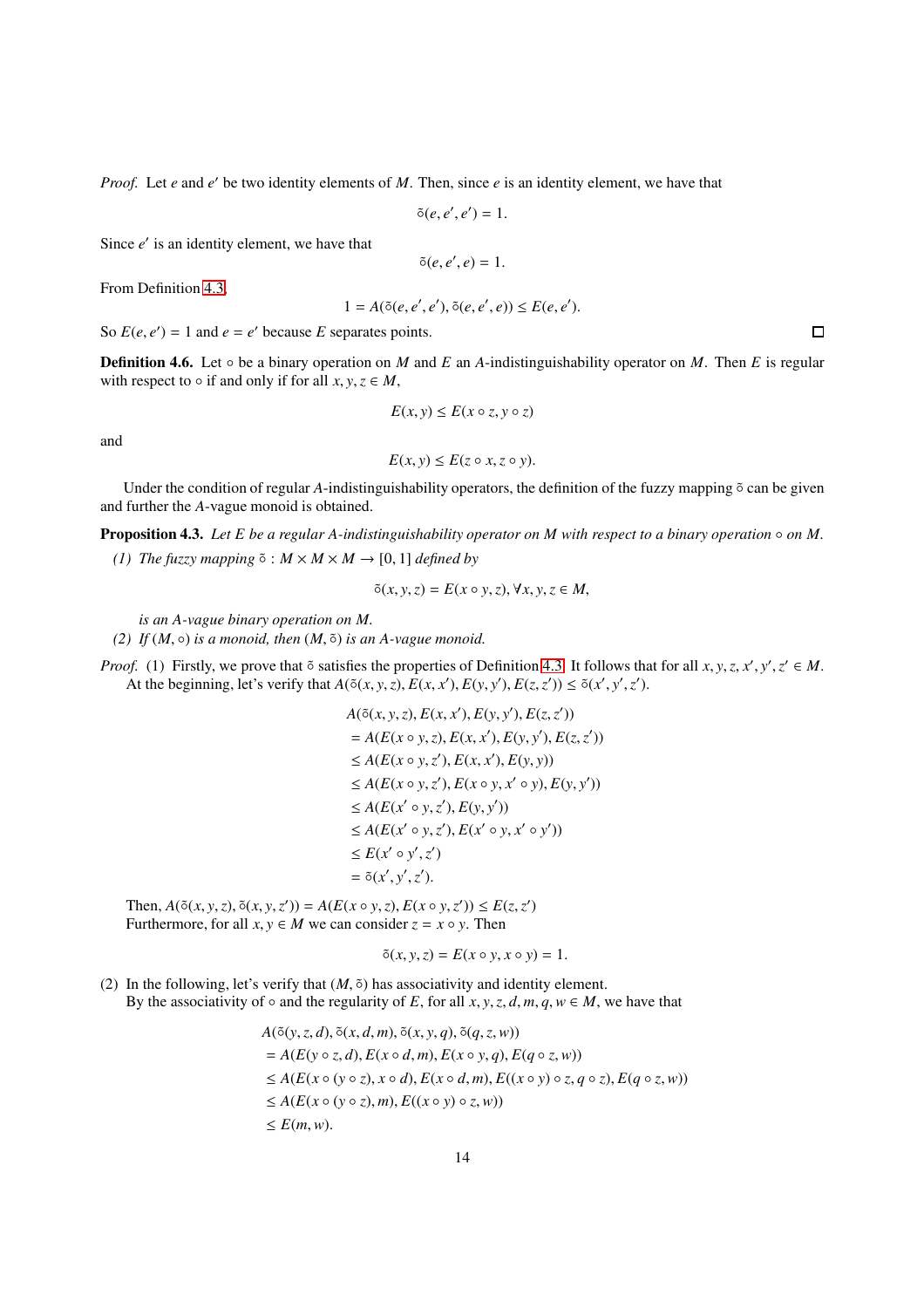*Proof.* Let $e$ and $e'$ be two identity elements of $M$. Then, since $e$ is an identity element, we have that

$$\tilde{\circ}(e, e', e') = 1.$$

Since $e'$ is an identity element, we have that

$$\tilde{\circ}(e, e', e) = 1.$$

From Definition 4.3,

$$1 = A(\tilde{\circ}(e, e', e'), \tilde{\circ}(e, e', e)) \leq E(e, e').$$

So $E(e, e') = 1$ and $e = e'$ because $E$ separates points. □

**Definition 4.6.** Let $\circ$ be a binary operation on $M$ and $E$ an $A$-indistinguishability operator on $M$. Then $E$ is regular with respect to $\circ$ if and only if for all $x, y, z \in M$,

$$E(x, y) \leq E(x \circ z, y \circ z)$$

and

$$E(x, y) \leq E(z \circ x, z \circ y).$$

Under the condition of regular $A$-indistinguishability operators, the definition of the fuzzy mapping $\tilde{\circ}$ can be given and further the $A$-vague monoid is obtained.

**Proposition 4.3.** *Let $E$ be a regular $A$-indistinguishability operator on $M$ with respect to a binary operation $\circ$ on $M$.*

*(1) The fuzzy mapping $\tilde{\circ} : M \times M \times M \to [0, 1]$ defined by*

$$\tilde{\circ}(x, y, z) = E(x \circ y, z), \forall x, y, z \in M,$$

*is an $A$-vague binary operation on $M$.*

*(2) If $(M, \circ)$ is a monoid, then $(M, \tilde{\circ})$ is an $A$-vague monoid.*

*Proof.* (1) Firstly, we prove that $\tilde{\circ}$ satisfies the properties of Definition 4.3. It follows that for all $x, y, z, x', y', z' \in M$. At the beginning, let's verify that $A(\tilde{\circ}(x, y, z), E(x, x'), E(y, y'), E(z, z')) \leq \tilde{\circ}(x', y', z')$.

$$\begin{aligned}
&A(\tilde{\circ}(x, y, z), E(x, x'), E(y, y'), E(z, z')) \\
&= A(E(x \circ y, z), E(x, x'), E(y, y'), E(z, z')) \\
&\leq A(E(x \circ y, z'), E(x, x'), E(y, y)) \\
&\leq A(E(x \circ y, z'), E(x \circ y, x' \circ y), E(y, y')) \\
&\leq A(E(x' \circ y, z'), E(y, y')) \\
&\leq A(E(x' \circ y, z'), E(x' \circ y, x' \circ y')) \\
&\leq E(x' \circ y', z') \\
&= \tilde{\circ}(x', y', z').
\end{aligned}$$

Then, $A(\tilde{\circ}(x, y, z), \tilde{\circ}(x, y, z')) = A(E(x \circ y, z), E(x \circ y, z')) \leq E(z, z')$

Furthermore, for all $x, y \in M$ we can consider $z = x \circ y$. Then

$$\tilde{\circ}(x, y, z) = E(x \circ y, x \circ y) = 1.$$

(2) In the following, let's verify that $(M, \tilde{\circ})$ has associativity and identity element.

By the associativity of $\circ$ and the regularity of $E$, for all $x, y, z, d, m, q, w \in M$, we have that

$$\begin{aligned}
&A(\tilde{\circ}(y, z, d), \tilde{\circ}(x, d, m), \tilde{\circ}(x, y, q), \tilde{\circ}(q, z, w)) \\
&= A(E(y \circ z, d), E(x \circ d, m), E(x \circ y, q), E(q \circ z, w)) \\
&\leq A(E(x \circ (y \circ z), x \circ d), E(x \circ d, m), E((x \circ y) \circ z, q \circ z), E(q \circ z, w)) \\
&\leq A(E(x \circ (y \circ z), m), E((x \circ y) \circ z, w)) \\
&\leq E(m, w).
\end{aligned}$$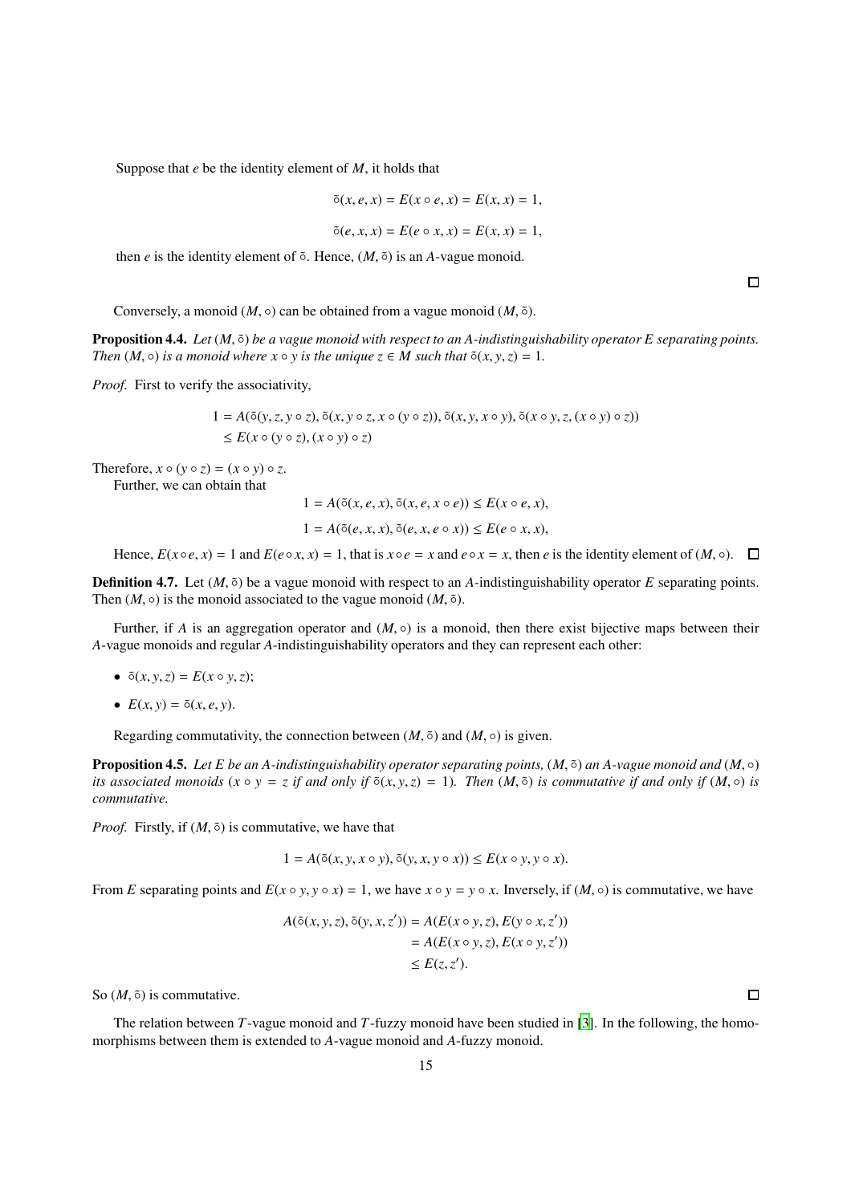Suppose that $e$ be the identity element of $M$, it holds that

$$\tilde{\circ}(x, e, x) = E(x \circ e, x) = E(x, x) = 1,$$

$$\tilde{\circ}(e, x, x) = E(e \circ x, x) = E(x, x) = 1,$$

then $e$ is the identity element of $\tilde{\circ}$. Hence, $(M, \tilde{\circ})$ is an $A$-vague monoid. ∎

Conversely, a monoid $(M, \circ)$ can be obtained from a vague monoid $(M, \tilde{\circ})$.

**Proposition 4.4.** *Let $(M, \tilde{\circ})$ be a vague monoid with respect to an $A$-indistinguishability operator $E$ separating points. Then $(M, \circ)$ is a monoid where $x \circ y$ is the unique $z \in M$ such that $\tilde{\circ}(x, y, z) = 1$.*

*Proof.* First to verify the associativity,

$$\begin{aligned} 1 &= A(\tilde{\circ}(y, z, y \circ z), \tilde{\circ}(x, y \circ z, x \circ (y \circ z)), \tilde{\circ}(x, y, x \circ y), \tilde{\circ}(x \circ y, z, (x \circ y) \circ z)) \\ &\le E(x \circ (y \circ z), (x \circ y) \circ z) \end{aligned}$$

Therefore, $x \circ (y \circ z) = (x \circ y) \circ z$.

Further, we can obtain that

$$1 = A(\tilde{\circ}(x, e, x), \tilde{\circ}(x, e, x \circ e)) \le E(x \circ e, x),$$

$$1 = A(\tilde{\circ}(e, x, x), \tilde{\circ}(e, x, e \circ x)) \le E(e \circ x, x),$$

Hence, $E(x \circ e, x) = 1$ and $E(e \circ x, x) = 1$, that is $x \circ e = x$ and $e \circ x = x$, then $e$ is the identity element of $(M, \circ)$. ∎

**Definition 4.7.** Let $(M, \tilde{\circ})$ be a vague monoid with respect to an $A$-indistinguishability operator $E$ separating points. Then $(M, \circ)$ is the monoid associated to the vague monoid $(M, \tilde{\circ})$.

Further, if $A$ is an aggregation operator and $(M, \circ)$ is a monoid, then there exist bijective maps between their $A$-vague monoids and regular $A$-indistinguishability operators and they can represent each other:

- $\tilde{\circ}(x, y, z) = E(x \circ y, z)$;
- $E(x, y) = \tilde{\circ}(x, e, y)$.

Regarding commutativity, the connection between $(M, \tilde{\circ})$ and $(M, \circ)$ is given.

**Proposition 4.5.** *Let $E$ be an $A$-indistinguishability operator separating points, $(M, \tilde{\circ})$ an $A$-vague monoid and $(M, \circ)$ its associated monoids ($x \circ y = z$ if and only if $\tilde{\circ}(x, y, z) = 1$). Then $(M, \tilde{\circ})$ is commutative if and only if $(M, \circ)$ is commutative.*

*Proof.* Firstly, if $(M, \tilde{\circ})$ is commutative, we have that

$$1 = A(\tilde{\circ}(x, y, x \circ y), \tilde{\circ}(y, x, y \circ x)) \le E(x \circ y, y \circ x).$$

From $E$ separating points and $E(x \circ y, y \circ x) = 1$, we have $x \circ y = y \circ x$. Inversely, if $(M, \circ)$ is commutative, we have

$$\begin{aligned} A(\tilde{\circ}(x, y, z), \tilde{\circ}(y, x, z')) &= A(E(x \circ y, z), E(y \circ x, z')) \\ &= A(E(x \circ y, z), E(x \circ y, z')) \\ &\le E(z, z'). \end{aligned}$$

So $(M, \tilde{\circ})$ is commutative. ∎

The relation between $T$-vague monoid and $T$-fuzzy monoid have been studied in [3]. In the following, the homomorphisms between them is extended to $A$-vague monoid and $A$-fuzzy monoid.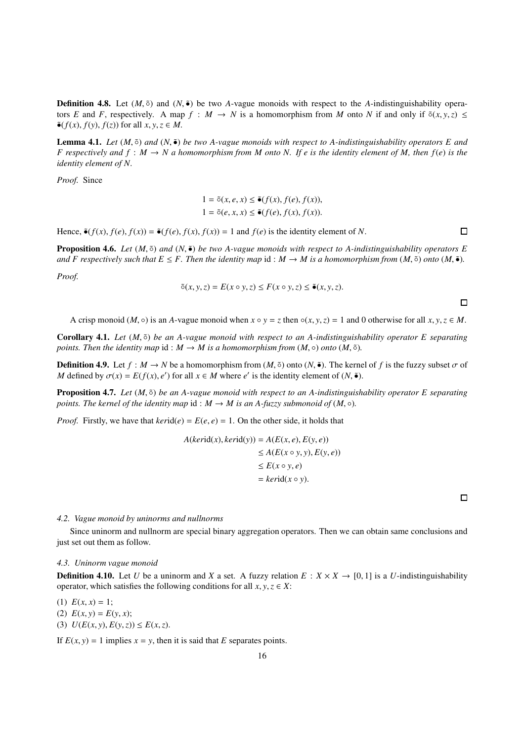**Definition 4.8.** Let $(M, \tilde{\circ})$ and $(N, \tilde{\bullet})$ be two $A$-vague monoids with respect to the $A$-indistinguishability operators $E$ and $F$, respectively. A map $f : M \to N$ is a homomorphism from $M$ onto $N$ if and only if $\tilde{\circ}(x, y, z) \leq \tilde{\bullet}(f(x), f(y), f(z))$ for all $x, y, z \in M$.

**Lemma 4.1.** *Let $(M, \tilde{\circ})$ and $(N, \tilde{\bullet})$ be two $A$-vague monoids with respect to $A$-indistinguishability operators $E$ and $F$ respectively and $f : M \to N$ a homomorphism from $M$ onto $N$. If $e$ is the identity element of $M$, then $f(e)$ is the identity element of $N$.*

*Proof.* Since

$$1 = \tilde{\circ}(x, e, x) \leq \tilde{\bullet}(f(x), f(e), f(x)),$$
$$1 = \tilde{\circ}(e, x, x) \leq \tilde{\bullet}(f(e), f(x), f(x)).$$

Hence, $\tilde{\bullet}(f(x), f(e), f(x)) = \tilde{\bullet}(f(e), f(x), f(x)) = 1$ and $f(e)$ is the identity element of $N$. □

**Proposition 4.6.** *Let $(M, \tilde{\circ})$ and $(N, \tilde{\bullet})$ be two $A$-vague monoids with respect to $A$-indistinguishability operators $E$ and $F$ respectively such that $E \leq F$. Then the identity map $\mathrm{id} : M \to M$ is a homomorphism from $(M, \tilde{\circ})$ onto $(M, \tilde{\bullet})$.*

*Proof.*

$$\tilde{\circ}(x, y, z) = E(x \circ y, z) \leq F(x \circ y, z) \leq \tilde{\bullet}(x, y, z).$$

□

A crisp monoid $(M, \circ)$ is an $A$-vague monoid when $x \circ y = z$ then $\circ(x, y, z) = 1$ and 0 otherwise for all $x, y, z \in M$.

**Corollary 4.1.** *Let $(M, \tilde{\circ})$ be an $A$-vague monoid with respect to an $A$-indistinguishability operator $E$ separating points. Then the identity map $\mathrm{id} : M \to M$ is a homomorphism from $(M, \circ)$ onto $(M, \tilde{\circ})$.*

**Definition 4.9.** Let $f : M \to N$ be a homomorphism from $(M, \tilde{\circ})$ onto $(N, \tilde{\bullet})$. The kernel of $f$ is the fuzzy subset $\sigma$ of $M$ defined by $\sigma(x) = E(f(x), e')$ for all $x \in M$ where $e'$ is the identity element of $(N, \tilde{\bullet})$.

**Proposition 4.7.** *Let $(M, \tilde{\circ})$ be an $A$-vague monoid with respect to an $A$-indistinguishability operator $E$ separating points. The kernel of the identity map $\mathrm{id} : M \to M$ is an $A$-fuzzy submonoid of $(M, \circ)$.*

*Proof.* Firstly, we have that $ker\mathrm{id}(e) = E(e, e) = 1$. On the other side, it holds that

$$\begin{aligned} A(ker\mathrm{id}(x), ker\mathrm{id}(y)) &= A(E(x, e), E(y, e)) \\ &\leq A(E(x \circ y, y), E(y, e)) \\ &\leq E(x \circ y, e) \\ &= ker\mathrm{id}(x \circ y). \end{aligned}$$

□

*4.2. Vague monoid by uninorms and nullnorms*

Since uninorm and nullnorm are special binary aggregation operators. Then we can obtain same conclusions and just set out them as follow.

*4.3. Uninorm vague monoid*

**Definition 4.10.** Let $U$ be a uninorm and $X$ a set. A fuzzy relation $E : X \times X \to [0, 1]$ is a $U$-indistinguishability operator, which satisfies the following conditions for all $x, y, z \in X$:

(1) $E(x, x) = 1$;

(2) $E(x, y) = E(y, x)$;

(3) $U(E(x, y), E(y, z)) \leq E(x, z)$.

If $E(x, y) = 1$ implies $x = y$, then it is said that $E$ separates points.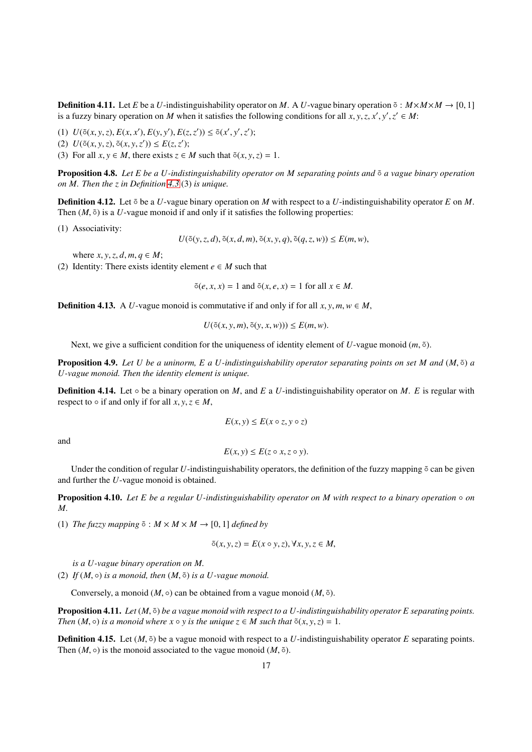**Definition 4.11.** Let $E$ be a $U$-indistinguishability operator on $M$. A $U$-vague binary operation $\tilde{\circ} : M \times M \times M \to [0,1]$ is a fuzzy binary operation on $M$ when it satisfies the following conditions for all $x, y, z, x', y', z' \in M$:

(1) $U(\tilde{\circ}(x,y,z), E(x,x'), E(y,y'), E(z,z')) \leq \tilde{\circ}(x',y',z')$;
(2) $U(\tilde{\circ}(x,y,z), \tilde{\circ}(x,y,z')) \leq E(z,z')$;
(3) For all $x, y \in M$, there exists $z \in M$ such that $\tilde{\circ}(x,y,z) = 1$.

**Proposition 4.8.** *Let $E$ be a $U$-indistinguishability operator on $M$ separating points and $\tilde{\circ}$ a vague binary operation on $M$. Then the $z$ in Definition 4.3 (3) is unique.*

**Definition 4.12.** Let $\tilde{\circ}$ be a $U$-vague binary operation on $M$ with respect to a $U$-indistinguishability operator $E$ on $M$. Then $(M, \tilde{\circ})$ is a $U$-vague monoid if and only if it satisfies the following properties:

(1) Associativity:
$$U(\tilde{\circ}(y,z,d), \tilde{\circ}(x,d,m), \tilde{\circ}(x,y,q), \tilde{\circ}(q,z,w)) \leq E(m,w),$$
where $x, y, z, d, m, q \in M$;
(2) Identity: There exists identity element $e \in M$ such that
$$\tilde{\circ}(e,x,x) = 1 \text{ and } \tilde{\circ}(x,e,x) = 1 \text{ for all } x \in M.$$

**Definition 4.13.** A $U$-vague monoid is commutative if and only if for all $x, y, m, w \in M$,
$$U(\tilde{\circ}(x,y,m), \tilde{\circ}(y,x,w))) \leq E(m,w).$$

Next, we give a sufficient condition for the uniqueness of identity element of $U$-vague monoid $(m, \tilde{\circ})$.

**Proposition 4.9.** *Let $U$ be a uninorm, $E$ a $U$-indistinguishability operator separating points on set $M$ and $(M, \tilde{\circ})$ a $U$-vague monoid. Then the identity element is unique.*

**Definition 4.14.** Let $\circ$ be a binary operation on $M$, and $E$ a $U$-indistinguishability operator on $M$. $E$ is regular with respect to $\circ$ if and only if for all $x, y, z \in M$,
$$E(x,y) \leq E(x \circ z, y \circ z)$$
and
$$E(x,y) \leq E(z \circ x, z \circ y).$$

Under the condition of regular $U$-indistinguishability operators, the definition of the fuzzy mapping $\tilde{\circ}$ can be given and further the $U$-vague monoid is obtained.

**Proposition 4.10.** *Let $E$ be a regular $U$-indistinguishability operator on $M$ with respect to a binary operation $\circ$ on $M$.*

(1) *The fuzzy mapping $\tilde{\circ} : M \times M \times M \to [0,1]$ defined by*
$$\tilde{\circ}(x,y,z) = E(x \circ y, z), \forall x, y, z \in M,$$
*is a $U$-vague binary operation on $M$.*
(2) *If $(M, \circ)$ is a monoid, then $(M, \tilde{\circ})$ is a $U$-vague monoid.*

Conversely, a monoid $(M, \circ)$ can be obtained from a vague monoid $(M, \tilde{\circ})$.

**Proposition 4.11.** *Let $(M, \tilde{\circ})$ be a vague monoid with respect to a $U$-indistinguishability operator $E$ separating points. Then $(M, \circ)$ is a monoid where $x \circ y$ is the unique $z \in M$ such that $\tilde{\circ}(x,y,z) = 1$.*

**Definition 4.15.** Let $(M, \tilde{\circ})$ be a vague monoid with respect to a $U$-indistinguishability operator $E$ separating points. Then $(M, \circ)$ is the monoid associated to the vague monoid $(M, \tilde{\circ})$.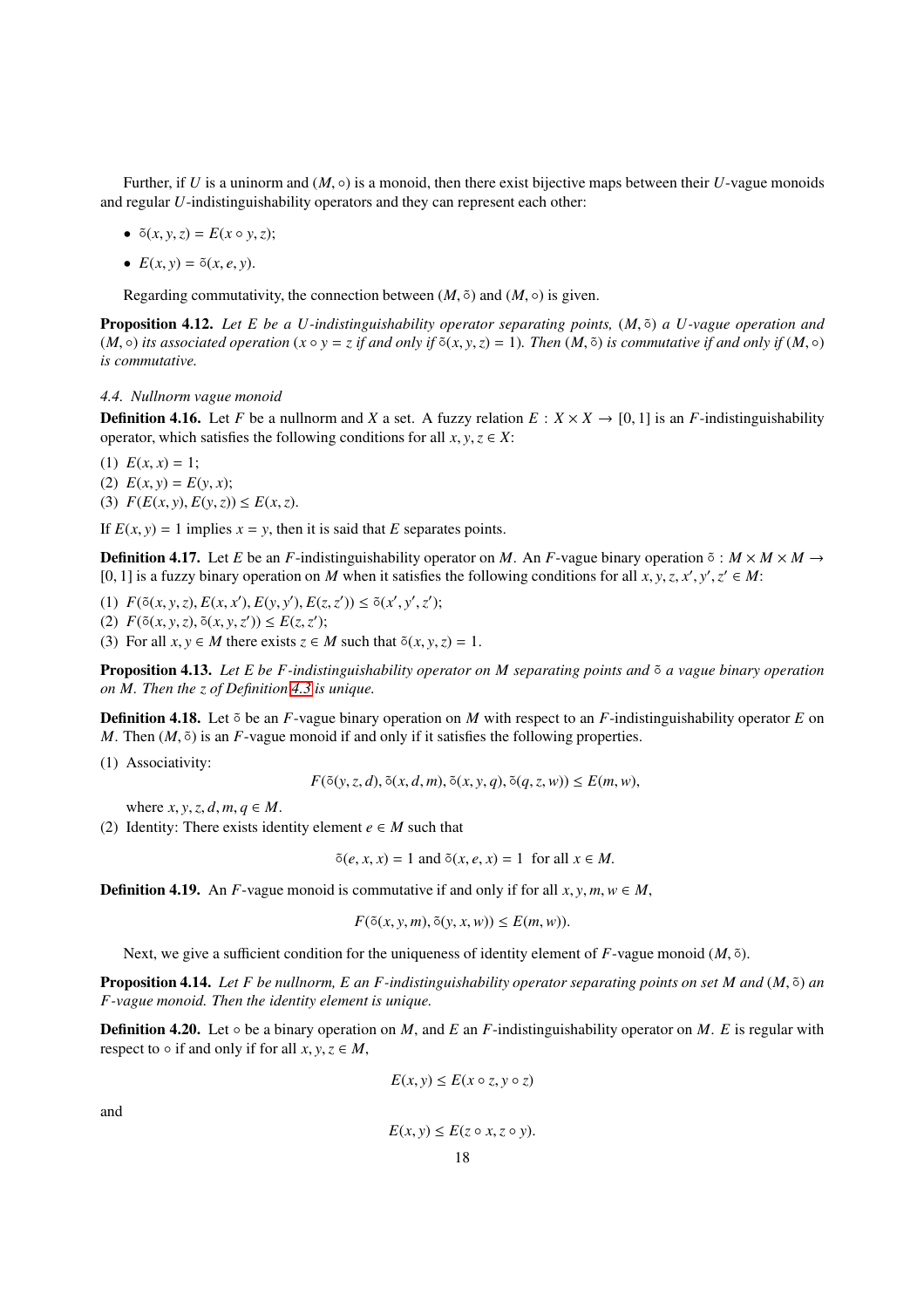Further, if $U$ is a uninorm and $(M, \circ)$ is a monoid, then there exist bijective maps between their $U$-vague monoids and regular $U$-indistinguishability operators and they can represent each other:

- $\tilde{\circ}(x, y, z) = E(x \circ y, z)$;
- $E(x, y) = \tilde{\circ}(x, e, y)$.

Regarding commutativity, the connection between $(M, \tilde{\circ})$ and $(M, \circ)$ is given.

**Proposition 4.12.** *Let $E$ be a $U$-indistinguishability operator separating points, $(M, \tilde{\circ})$ a $U$-vague operation and $(M, \circ)$ its associated operation ($x \circ y = z$ if and only if $\tilde{\circ}(x, y, z) = 1$). Then $(M, \tilde{\circ})$ is commutative if and only if $(M, \circ)$ is commutative.*

*4.4. Nullnorm vague monoid*

**Definition 4.16.** Let $F$ be a nullnorm and $X$ a set. A fuzzy relation $E : X \times X \to [0, 1]$ is an $F$-indistinguishability operator, which satisfies the following conditions for all $x, y, z \in X$:

(1) $E(x, x) = 1$;
(2) $E(x, y) = E(y, x)$;
(3) $F(E(x, y), E(y, z)) \leq E(x, z)$.

If $E(x, y) = 1$ implies $x = y$, then it is said that $E$ separates points.

**Definition 4.17.** Let $E$ be an $F$-indistinguishability operator on $M$. An $F$-vague binary operation $\tilde{\circ} : M \times M \times M \to [0, 1]$ is a fuzzy binary operation on $M$ when it satisfies the following conditions for all $x, y, z, x', y', z' \in M$:

(1) $F(\tilde{\circ}(x, y, z), E(x, x'), E(y, y'), E(z, z')) \leq \tilde{\circ}(x', y', z')$;
(2) $F(\tilde{\circ}(x, y, z), \tilde{\circ}(x, y, z')) \leq E(z, z')$;
(3) For all $x, y \in M$ there exists $z \in M$ such that $\tilde{\circ}(x, y, z) = 1$.

**Proposition 4.13.** *Let $E$ be $F$-indistinguishability operator on $M$ separating points and $\tilde{\circ}$ a vague binary operation on $M$. Then the $z$ of Definition 4.3 is unique.*

**Definition 4.18.** Let $\tilde{\circ}$ be an $F$-vague binary operation on $M$ with respect to an $F$-indistinguishability operator $E$ on $M$. Then $(M, \tilde{\circ})$ is an $F$-vague monoid if and only if it satisfies the following properties.

(1) Associativity:
$$F(\tilde{\circ}(y, z, d), \tilde{\circ}(x, d, m), \tilde{\circ}(x, y, q), \tilde{\circ}(q, z, w)) \leq E(m, w),$$
where $x, y, z, d, m, q \in M$.
(2) Identity: There exists identity element $e \in M$ such that
$$\tilde{\circ}(e, x, x) = 1 \text{ and } \tilde{\circ}(x, e, x) = 1 \text{ for all } x \in M.$$

**Definition 4.19.** An $F$-vague monoid is commutative if and only if for all $x, y, m, w \in M$,
$$F(\tilde{\circ}(x, y, m), \tilde{\circ}(y, x, w)) \leq E(m, w)).$$

Next, we give a sufficient condition for the uniqueness of identity element of $F$-vague monoid $(M, \tilde{\circ})$.

**Proposition 4.14.** *Let $F$ be nullnorm, $E$ an $F$-indistinguishability operator separating points on set $M$ and $(M, \tilde{\circ})$ an $F$-vague monoid. Then the identity element is unique.*

**Definition 4.20.** Let $\circ$ be a binary operation on $M$, and $E$ an $F$-indistinguishability operator on $M$. $E$ is regular with respect to $\circ$ if and only if for all $x, y, z \in M$,
$$E(x, y) \leq E(x \circ z, y \circ z)$$
and
$$E(x, y) \leq E(z \circ x, z \circ y).$$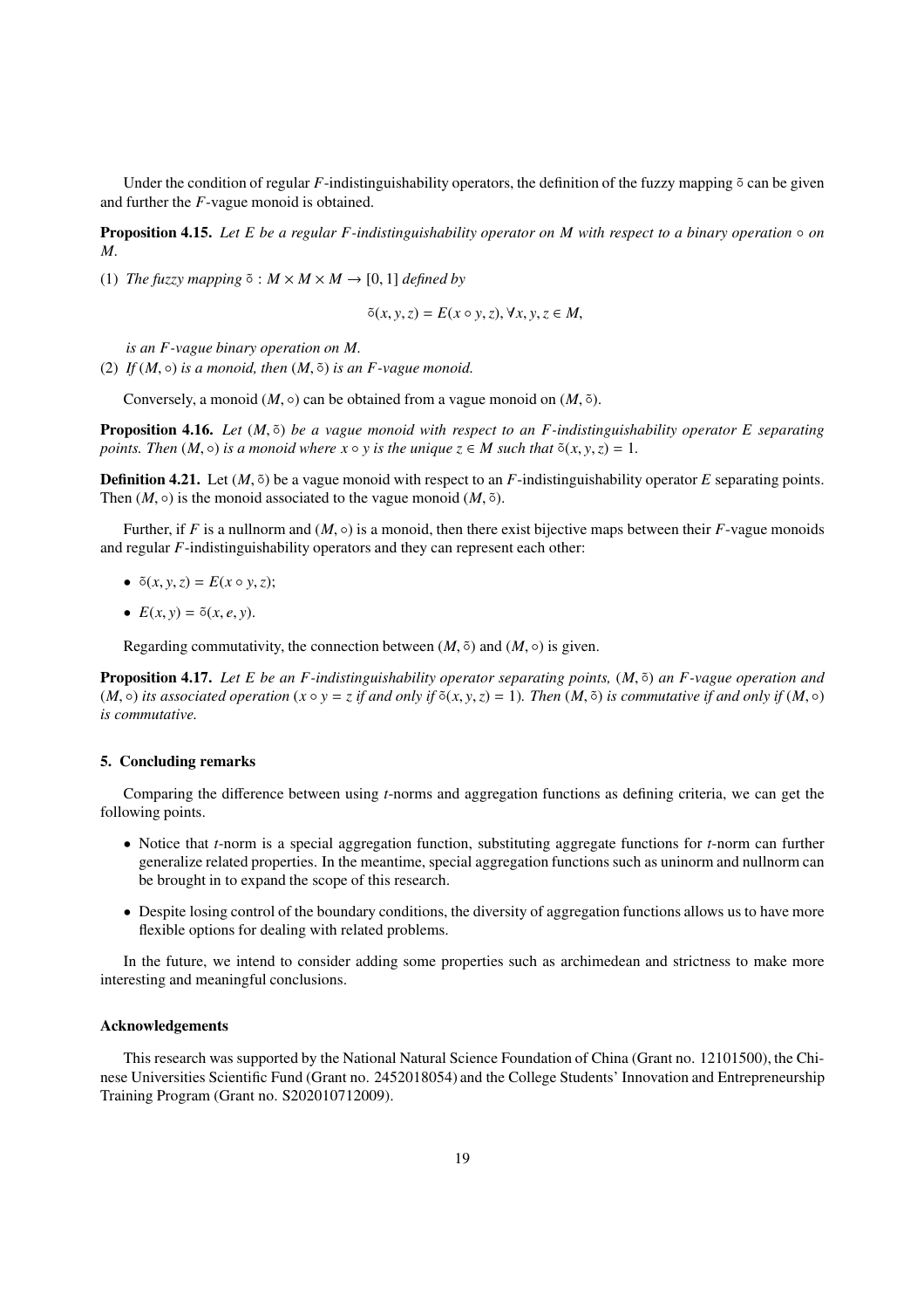Under the condition of regular $F$-indistinguishability operators, the definition of the fuzzy mapping $\tilde{\circ}$ can be given and further the $F$-vague monoid is obtained.

**Proposition 4.15.** *Let $E$ be a regular $F$-indistinguishability operator on $M$ with respect to a binary operation $\circ$ on $M$.*

(1) *The fuzzy mapping $\tilde{\circ} : M \times M \times M \to [0, 1]$ defined by*

$$\tilde{\circ}(x, y, z) = E(x \circ y, z), \forall x, y, z \in M,$$

*is an $F$-vague binary operation on $M$.*

(2) *If $(M, \circ)$ is a monoid, then $(M, \tilde{\circ})$ is an $F$-vague monoid.*

Conversely, a monoid $(M, \circ)$ can be obtained from a vague monoid on $(M, \tilde{\circ})$.

**Proposition 4.16.** *Let $(M, \tilde{\circ})$ be a vague monoid with respect to an $F$-indistinguishability operator $E$ separating points. Then $(M, \circ)$ is a monoid where $x \circ y$ is the unique $z \in M$ such that $\tilde{\circ}(x, y, z) = 1$.*

**Definition 4.21.** Let $(M, \tilde{\circ})$ be a vague monoid with respect to an $F$-indistinguishability operator $E$ separating points. Then $(M, \circ)$ is the monoid associated to the vague monoid $(M, \tilde{\circ})$.

Further, if $F$ is a nullnorm and $(M, \circ)$ is a monoid, then there exist bijective maps between their $F$-vague monoids and regular $F$-indistinguishability operators and they can represent each other:

- $\tilde{\circ}(x, y, z) = E(x \circ y, z)$;
- $E(x, y) = \tilde{\circ}(x, e, y)$.

Regarding commutativity, the connection between $(M, \tilde{\circ})$ and $(M, \circ)$ is given.

**Proposition 4.17.** *Let $E$ be an $F$-indistinguishability operator separating points, $(M, \tilde{\circ})$ an $F$-vague operation and $(M, \circ)$ its associated operation ($x \circ y = z$ if and only if $\tilde{\circ}(x, y, z) = 1$). Then $(M, \tilde{\circ})$ is commutative if and only if $(M, \circ)$ is commutative.*

## 5. Concluding remarks

Comparing the difference between using $t$-norms and aggregation functions as defining criteria, we can get the following points.

- Notice that $t$-norm is a special aggregation function, substituting aggregate functions for $t$-norm can further generalize related properties. In the meantime, special aggregation functions such as uninorm and nullnorm can be brought in to expand the scope of this research.
- Despite losing control of the boundary conditions, the diversity of aggregation functions allows us to have more flexible options for dealing with related problems.

In the future, we intend to consider adding some properties such as archimedean and strictness to make more interesting and meaningful conclusions.

## Acknowledgements

This research was supported by the National Natural Science Foundation of China (Grant no. 12101500), the Chinese Universities Scientific Fund (Grant no. 2452018054) and the College Students' Innovation and Entrepreneurship Training Program (Grant no. S202010712009).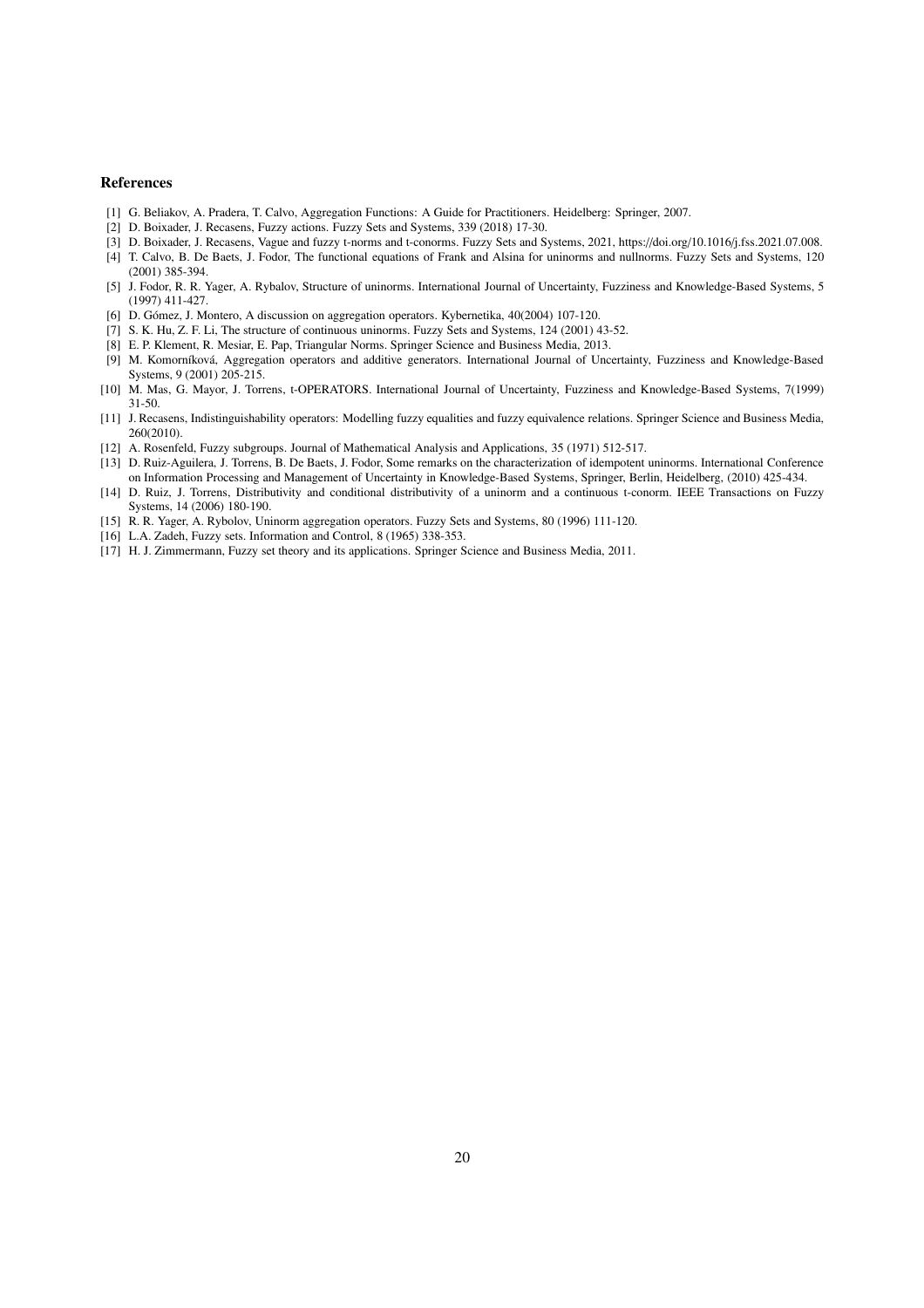## References

[1] G. Beliakov, A. Pradera, T. Calvo, Aggregation Functions: A Guide for Practitioners. Heidelberg: Springer, 2007.

[2] D. Boixader, J. Recasens, Fuzzy actions. Fuzzy Sets and Systems, 339 (2018) 17-30.

[3] D. Boixader, J. Recasens, Vague and fuzzy t-norms and t-conorms. Fuzzy Sets and Systems, 2021, https://doi.org/10.1016/j.fss.2021.07.008.

[4] T. Calvo, B. De Baets, J. Fodor, The functional equations of Frank and Alsina for uninorms and nullnorms. Fuzzy Sets and Systems, 120 (2001) 385-394.

[5] J. Fodor, R. R. Yager, A. Rybalov, Structure of uninorms. International Journal of Uncertainty, Fuzziness and Knowledge-Based Systems, 5 (1997) 411-427.

[6] D. Gómez, J. Montero, A discussion on aggregation operators. Kybernetika, 40(2004) 107-120.

[7] S. K. Hu, Z. F. Li, The structure of continuous uninorms. Fuzzy Sets and Systems, 124 (2001) 43-52.

[8] E. P. Klement, R. Mesiar, E. Pap, Triangular Norms. Springer Science and Business Media, 2013.

[9] M. Komorníková, Aggregation operators and additive generators. International Journal of Uncertainty, Fuzziness and Knowledge-Based Systems, 9 (2001) 205-215.

[10] M. Mas, G. Mayor, J. Torrens, t-OPERATORS. International Journal of Uncertainty, Fuzziness and Knowledge-Based Systems, 7(1999) 31-50.

[11] J. Recasens, Indistinguishability operators: Modelling fuzzy equalities and fuzzy equivalence relations. Springer Science and Business Media, 260(2010).

[12] A. Rosenfeld, Fuzzy subgroups. Journal of Mathematical Analysis and Applications, 35 (1971) 512-517.

[13] D. Ruiz-Aguilera, J. Torrens, B. De Baets, J. Fodor, Some remarks on the characterization of idempotent uninorms. International Conference on Information Processing and Management of Uncertainty in Knowledge-Based Systems, Springer, Berlin, Heidelberg, (2010) 425-434.

[14] D. Ruiz, J. Torrens, Distributivity and conditional distributivity of a uninorm and a continuous t-conorm. IEEE Transactions on Fuzzy Systems, 14 (2006) 180-190.

[15] R. R. Yager, A. Rybolov, Uninorm aggregation operators. Fuzzy Sets and Systems, 80 (1996) 111-120.

[16] L.A. Zadeh, Fuzzy sets. Information and Control, 8 (1965) 338-353.

[17] H. J. Zimmermann, Fuzzy set theory and its applications. Springer Science and Business Media, 2011.